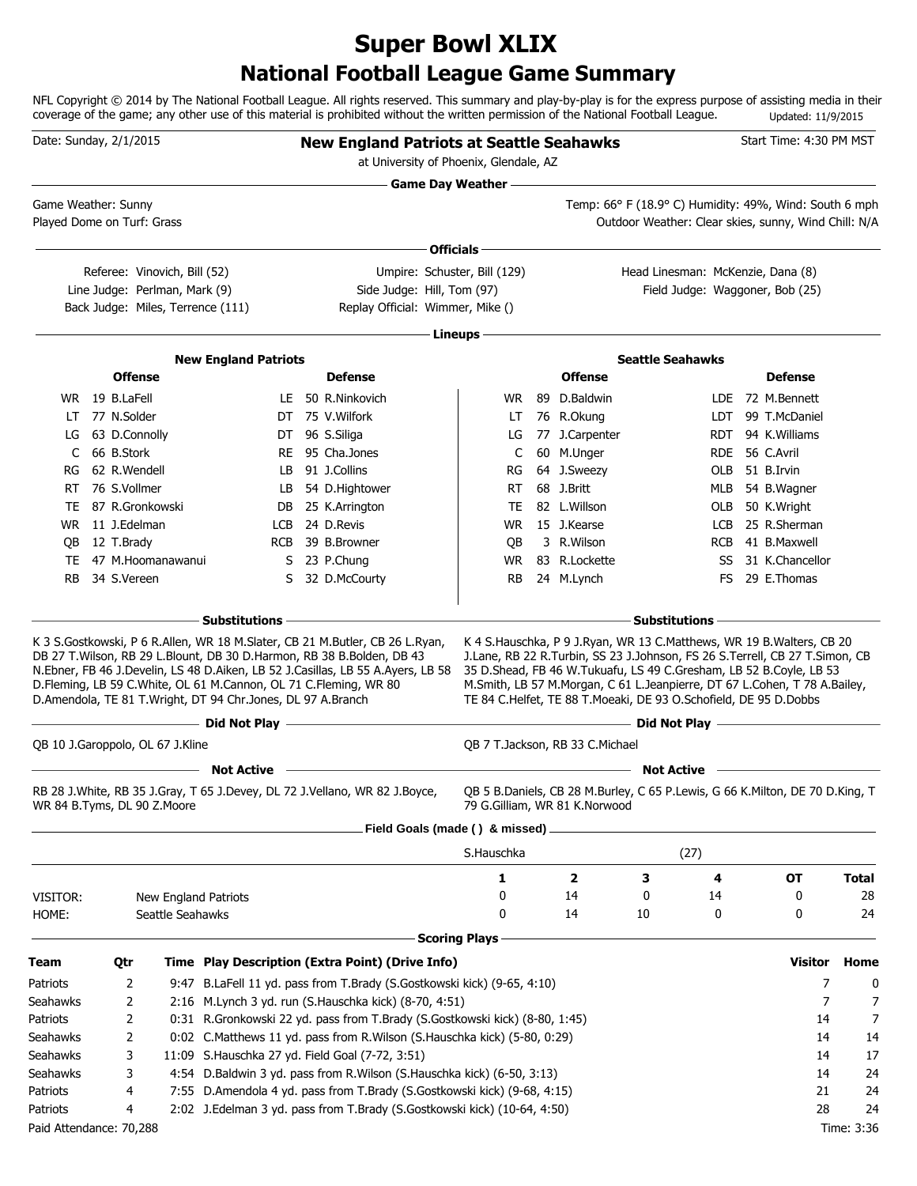# Super Bowl XLIX

## National Football League Game Summary

NFL Copyright © 2014 by The National Football League. All rights reserved. This summary and play-by-play is for the express purpose of assisting media in their coverage of the game; any other use of this material is prohibited without the written permission of the National Football League. Updated: 11/9/2015

Date: Sunday, 2/1/2015

**New England Patriots at Seattle Seahawks**

at University of Phoenix, Glendale, AZ

Start Time: 4:30 PM MST

### Game Day Weather

Game Weather: Sunny

Played Dome on Turf: Grass

Temp: 66° F (18.9° C) Humidity: 49%, Wind: South 6 mph

Outdoor Weather: Clear skies, sunny, Wind Chill: N/A

### Officials

Referee: Vinovich, Bill (52)
Umpire: Schuster, Bill (129)
Head Linesman: McKenzie, Dana (8)
Line Judge: Perlman, Mark (9)
Side Judge: Hill, Tom (97)
Field Judge: Waggoner, Bob (25)
Back Judge: Miles, Terrence (111)
Replay Official: Wimmer, Mike ()

### Lineups

**New England Patriots**

| Pos | Offense | Pos | Defense |
|---|---|---|---|
| WR | 19 B.LaFell | LE | 50 R.Ninkovich |
| LT | 77 N.Solder | DT | 75 V.Wilfork |
| LG | 63 D.Connolly | DT | 96 S.Siliga |
| C | 66 B.Stork | RE | 95 Cha.Jones |
| RG | 62 R.Wendell | LB | 91 J.Collins |
| RT | 76 S.Vollmer | LB | 54 D.Hightower |
| TE | 87 R.Gronkowski | DB | 25 K.Arrington |
| WR | 11 J.Edelman | LCB | 24 D.Revis |
| QB | 12 T.Brady | RCB | 39 B.Browner |
| TE | 47 M.Hoomanawanui | S | 23 P.Chung |
| RB | 34 S.Vereen | S | 32 D.McCourty |

**Seattle Seahawks**

| Pos | Offense | Pos | Defense |
|---|---|---|---|
| WR | 89 D.Baldwin | LDE | 72 M.Bennett |
| LT | 76 R.Okung | LDT | 99 T.McDaniel |
| LG | 77 J.Carpenter | RDT | 94 K.Williams |
| C | 60 M.Unger | RDE | 56 C.Avril |
| RG | 64 J.Sweezy | OLB | 51 B.Irvin |
| RT | 68 J.Britt | MLB | 54 B.Wagner |
| TE | 82 L.Willson | OLB | 50 K.Wright |
| WR | 15 J.Kearse | LCB | 25 R.Sherman |
| QB | 3 R.Wilson | RCB | 41 B.Maxwell |
| WR | 83 R.Lockette | SS | 31 K.Chancellor |
| RB | 24 M.Lynch | FS | 29 E.Thomas |

### Substitutions

**New England Patriots:** K 3 S.Gostkowski, P 6 R.Allen, WR 18 M.Slater, CB 21 M.Butler, CB 26 L.Ryan, DB 27 T.Wilson, RB 29 L.Blount, DB 30 D.Harmon, RB 38 B.Bolden, DB 43 N.Ebner, FB 46 J.Develin, LS 48 D.Aiken, LB 52 J.Casillas, LB 55 A.Ayers, LB 58 D.Fleming, LB 59 C.White, OL 61 M.Cannon, OL 71 C.Fleming, WR 80 D.Amendola, TE 81 T.Wright, DT 94 Chr.Jones, DL 97 A.Branch

**Seattle Seahawks:** K 4 S.Hauschka, P 9 J.Ryan, WR 13 C.Matthews, WR 19 B.Walters, CB 20 J.Lane, RB 22 R.Turbin, SS 23 J.Johnson, FS 26 S.Terrell, CB 27 T.Simon, CB 35 D.Shead, FB 46 W.Tukuafu, LS 49 C.Gresham, LB 52 B.Coyle, LB 53 M.Smith, LB 57 M.Morgan, C 61 L.Jeanpierre, DT 67 L.Cohen, T 78 A.Bailey, TE 84 C.Helfet, TE 88 T.Moeaki, DE 93 O.Schofield, DE 95 D.Dobbs

### Did Not Play

**New England Patriots:** QB 10 J.Garoppolo, OL 67 J.Kline

**Seattle Seahawks:** QB 7 T.Jackson, RB 33 C.Michael

### Not Active

**New England Patriots:** RB 28 J.White, RB 35 J.Gray, T 65 J.Devey, DL 72 J.Vellano, WR 82 J.Boyce, WR 84 B.Tyms, DL 90 Z.Moore

**Seattle Seahawks:** QB 5 B.Daniels, CB 28 M.Burley, C 65 P.Lewis, G 66 K.Milton, DE 70 D.King, T 79 G.Gilliam, WR 81 K.Norwood

### Field Goals (made () & missed)

S.Hauschka (27)

| | | 1 | 2 | 3 | 4 | OT | Total |
|---|---|---|---|---|---|---|---|
| VISITOR: | New England Patriots | 0 | 14 | 0 | 14 | 0 | 28 |
| HOME: | Seattle Seahawks | 0 | 14 | 10 | 0 | 0 | 24 |

### Scoring Plays

| Team | Qtr | Time | Play Description (Extra Point) (Drive Info) | Visitor | Home |
|---|---|---|---|---|---|
| Patriots | 2 | 9:47 | B.LaFell 11 yd. pass from T.Brady (S.Gostkowski kick) (9-65, 4:10) | 7 | 0 |
| Seahawks | 2 | 2:16 | M.Lynch 3 yd. run (S.Hauschka kick) (8-70, 4:51) | 7 | 7 |
| Patriots | 2 | 0:31 | R.Gronkowski 22 yd. pass from T.Brady (S.Gostkowski kick) (8-80, 1:45) | 14 | 7 |
| Seahawks | 2 | 0:02 | C.Matthews 11 yd. pass from R.Wilson (S.Hauschka kick) (5-80, 0:29) | 14 | 14 |
| Seahawks | 3 | 11:09 | S.Hauschka 27 yd. Field Goal (7-72, 3:51) | 14 | 17 |
| Seahawks | 3 | 4:54 | D.Baldwin 3 yd. pass from R.Wilson (S.Hauschka kick) (6-50, 3:13) | 14 | 24 |
| Patriots | 4 | 7:55 | D.Amendola 4 yd. pass from T.Brady (S.Gostkowski kick) (9-68, 4:15) | 21 | 24 |
| Patriots | 4 | 2:02 | J.Edelman 3 yd. pass from T.Brady (S.Gostkowski kick) (10-64, 4:50) | 28 | 24 |

Paid Attendance: 70,288

Time: 3:36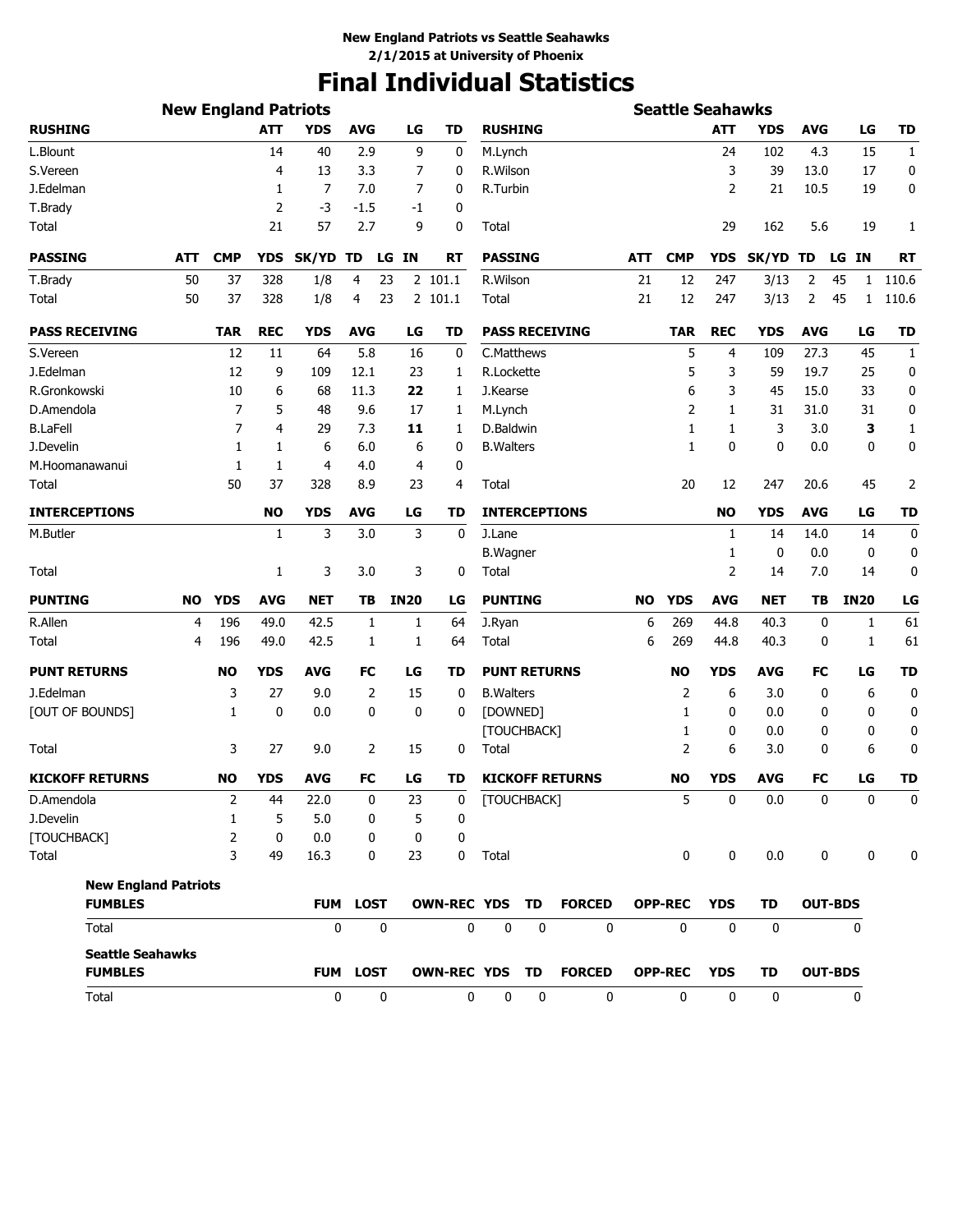**New England Patriots vs Seattle Seahawks**
**2/1/2015 at University of Phoenix**

# Final Individual Statistics

## New England Patriots

| RUSHING | ATT | YDS | AVG | LG | TD |
|---|---|---|---|---|---|
| L.Blount | 14 | 40 | 2.9 | 9 | 0 |
| S.Vereen | 4 | 13 | 3.3 | 7 | 0 |
| J.Edelman | 1 | 7 | 7.0 | 7 | 0 |
| T.Brady | 2 | -3 | -1.5 | -1 | 0 |
| Total | 21 | 57 | 2.7 | 9 | 0 |

| PASSING | ATT | CMP | YDS | SK/YD | TD | LG | IN | RT |
|---|---|---|---|---|---|---|---|---|
| T.Brady | 50 | 37 | 328 | 1/8 | 4 | 23 | 2 | 101.1 |
| Total | 50 | 37 | 328 | 1/8 | 4 | 23 | 2 | 101.1 |

| PASS RECEIVING | TAR | REC | YDS | AVG | LG | TD |
|---|---|---|---|---|---|---|
| S.Vereen | 12 | 11 | 64 | 5.8 | 16 | 0 |
| J.Edelman | 12 | 9 | 109 | 12.1 | 23 | 1 |
| R.Gronkowski | 10 | 6 | 68 | 11.3 | **22** | 1 |
| D.Amendola | 7 | 5 | 48 | 9.6 | 17 | 1 |
| B.LaFell | 7 | 4 | 29 | 7.3 | **11** | 1 |
| J.Develin | 1 | 1 | 6 | 6.0 | 6 | 0 |
| M.Hoomanawanui | 1 | 1 | 4 | 4.0 | 4 | 0 |
| Total | 50 | 37 | 328 | 8.9 | 23 | 4 |

| INTERCEPTIONS | NO | YDS | AVG | LG | TD |
|---|---|---|---|---|---|
| M.Butler | 1 | 3 | 3.0 | 3 | 0 |
| Total | 1 | 3 | 3.0 | 3 | 0 |

| PUNTING | NO | YDS | AVG | NET | TB | IN20 | LG |
|---|---|---|---|---|---|---|---|
| R.Allen | 4 | 196 | 49.0 | 42.5 | 1 | 1 | 64 |
| Total | 4 | 196 | 49.0 | 42.5 | 1 | 1 | 64 |

| PUNT RETURNS | NO | YDS | AVG | FC | LG | TD |
|---|---|---|---|---|---|---|
| J.Edelman | 3 | 27 | 9.0 | 2 | 15 | 0 |
| [OUT OF BOUNDS] | 1 | 0 | 0.0 | 0 | 0 | 0 |
| Total | 3 | 27 | 9.0 | 2 | 15 | 0 |

| KICKOFF RETURNS | NO | YDS | AVG | FC | LG | TD |
|---|---|---|---|---|---|---|
| D.Amendola | 2 | 44 | 22.0 | 0 | 23 | 0 |
| J.Develin | 1 | 5 | 5.0 | 0 | 5 | 0 |
| [TOUCHBACK] | 2 | 0 | 0.0 | 0 | 0 | 0 |
| Total | 3 | 49 | 16.3 | 0 | 23 | 0 |

## Seattle Seahawks

| RUSHING | ATT | YDS | AVG | LG | TD |
|---|---|---|---|---|---|
| M.Lynch | 24 | 102 | 4.3 | 15 | 1 |
| R.Wilson | 3 | 39 | 13.0 | 17 | 0 |
| R.Turbin | 2 | 21 | 10.5 | 19 | 0 |
| Total | 29 | 162 | 5.6 | 19 | 1 |

| PASSING | ATT | CMP | YDS | SK/YD | TD | LG | IN | RT |
|---|---|---|---|---|---|---|---|---|
| R.Wilson | 21 | 12 | 247 | 3/13 | 2 | 45 | 1 | 110.6 |
| Total | 21 | 12 | 247 | 3/13 | 2 | 45 | 1 | 110.6 |

| PASS RECEIVING | TAR | REC | YDS | AVG | LG | TD |
|---|---|---|---|---|---|---|
| C.Matthews | 5 | 4 | 109 | 27.3 | 45 | 1 |
| R.Lockette | 5 | 3 | 59 | 19.7 | 25 | 0 |
| J.Kearse | 6 | 3 | 45 | 15.0 | 33 | 0 |
| M.Lynch | 2 | 1 | 31 | 31.0 | 31 | 0 |
| D.Baldwin | 1 | 1 | 3 | 3.0 | **3** | 1 |
| B.Walters | 1 | 0 | 0 | 0.0 | 0 | 0 |
| Total | 20 | 12 | 247 | 20.6 | 45 | 2 |

| INTERCEPTIONS | NO | YDS | AVG | LG | TD |
|---|---|---|---|---|---|
| J.Lane | 1 | 14 | 14.0 | 14 | 0 |
| B.Wagner | 1 | 0 | 0.0 | 0 | 0 |
| Total | 2 | 14 | 7.0 | 14 | 0 |

| PUNTING | NO | YDS | AVG | NET | TB | IN20 | LG |
|---|---|---|---|---|---|---|---|
| J.Ryan | 6 | 269 | 44.8 | 40.3 | 0 | 1 | 61 |
| Total | 6 | 269 | 44.8 | 40.3 | 0 | 1 | 61 |

| PUNT RETURNS | NO | YDS | AVG | FC | LG | TD |
|---|---|---|---|---|---|---|
| B.Walters | 2 | 6 | 3.0 | 0 | 6 | 0 |
| [DOWNED] | 1 | 0 | 0.0 | 0 | 0 | 0 |
| [TOUCHBACK] | 1 | 0 | 0.0 | 0 | 0 | 0 |
| Total | 2 | 6 | 3.0 | 0 | 6 | 0 |

| KICKOFF RETURNS | NO | YDS | AVG | FC | LG | TD |
|---|---|---|---|---|---|---|
| [TOUCHBACK] | 5 | 0 | 0.0 | 0 | 0 | 0 |
| Total | 0 | 0 | 0.0 | 0 | 0 | 0 |

## New England Patriots

| FUMBLES | FUM | LOST | OWN-REC | YDS | TD | FORCED | OPP-REC | YDS | TD | OUT-BDS |
|---|---|---|---|---|---|---|---|---|---|---|
| Total | 0 | 0 | 0 | 0 | 0 | 0 | 0 | 0 | 0 | 0 |

## Seattle Seahawks

| FUMBLES | FUM | LOST | OWN-REC | YDS | TD | FORCED | OPP-REC | YDS | TD | OUT-BDS |
|---|---|---|---|---|---|---|---|---|---|---|
| Total | 0 | 0 | 0 | 0 | 0 | 0 | 0 | 0 | 0 | 0 |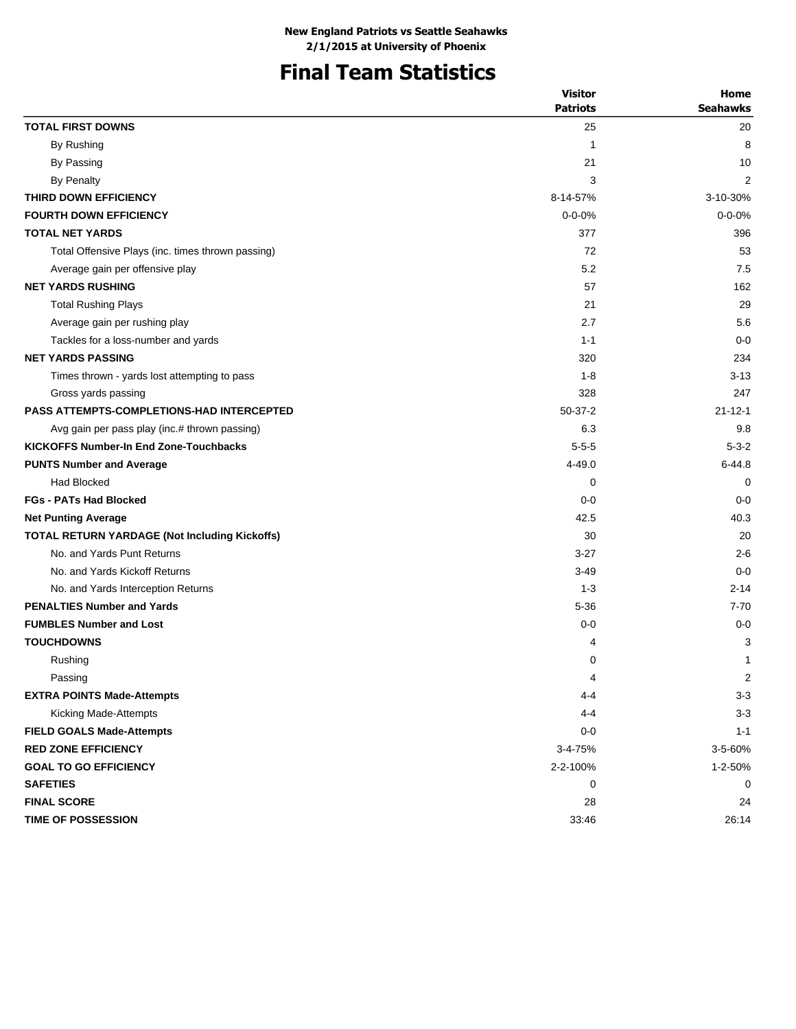**New England Patriots vs Seattle Seahawks**
**2/1/2015 at University of Phoenix**

# Final Team Statistics

| | Visitor Patriots | Home Seahawks |
|---|---|---|
| **TOTAL FIRST DOWNS** | 25 | 20 |
| By Rushing | 1 | 8 |
| By Passing | 21 | 10 |
| By Penalty | 3 | 2 |
| **THIRD DOWN EFFICIENCY** | 8-14-57% | 3-10-30% |
| **FOURTH DOWN EFFICIENCY** | 0-0-0% | 0-0-0% |
| **TOTAL NET YARDS** | 377 | 396 |
| Total Offensive Plays (inc. times thrown passing) | 72 | 53 |
| Average gain per offensive play | 5.2 | 7.5 |
| **NET YARDS RUSHING** | 57 | 162 |
| Total Rushing Plays | 21 | 29 |
| Average gain per rushing play | 2.7 | 5.6 |
| Tackles for a loss-number and yards | 1-1 | 0-0 |
| **NET YARDS PASSING** | 320 | 234 |
| Times thrown - yards lost attempting to pass | 1-8 | 3-13 |
| Gross yards passing | 328 | 247 |
| **PASS ATTEMPTS-COMPLETIONS-HAD INTERCEPTED** | 50-37-2 | 21-12-1 |
| Avg gain per pass play (inc.# thrown passing) | 6.3 | 9.8 |
| **KICKOFFS Number-In End Zone-Touchbacks** | 5-5-5 | 5-3-2 |
| **PUNTS Number and Average** | 4-49.0 | 6-44.8 |
| Had Blocked | 0 | 0 |
| **FGs - PATs Had Blocked** | 0-0 | 0-0 |
| **Net Punting Average** | 42.5 | 40.3 |
| **TOTAL RETURN YARDAGE (Not Including Kickoffs)** | 30 | 20 |
| No. and Yards Punt Returns | 3-27 | 2-6 |
| No. and Yards Kickoff Returns | 3-49 | 0-0 |
| No. and Yards Interception Returns | 1-3 | 2-14 |
| **PENALTIES Number and Yards** | 5-36 | 7-70 |
| **FUMBLES Number and Lost** | 0-0 | 0-0 |
| **TOUCHDOWNS** | 4 | 3 |
| Rushing | 0 | 1 |
| Passing | 4 | 2 |
| **EXTRA POINTS Made-Attempts** | 4-4 | 3-3 |
| Kicking Made-Attempts | 4-4 | 3-3 |
| **FIELD GOALS Made-Attempts** | 0-0 | 1-1 |
| **RED ZONE EFFICIENCY** | 3-4-75% | 3-5-60% |
| **GOAL TO GO EFFICIENCY** | 2-2-100% | 1-2-50% |
| **SAFETIES** | 0 | 0 |
| **FINAL SCORE** | 28 | 24 |
| **TIME OF POSSESSION** | 33:46 | 26:14 |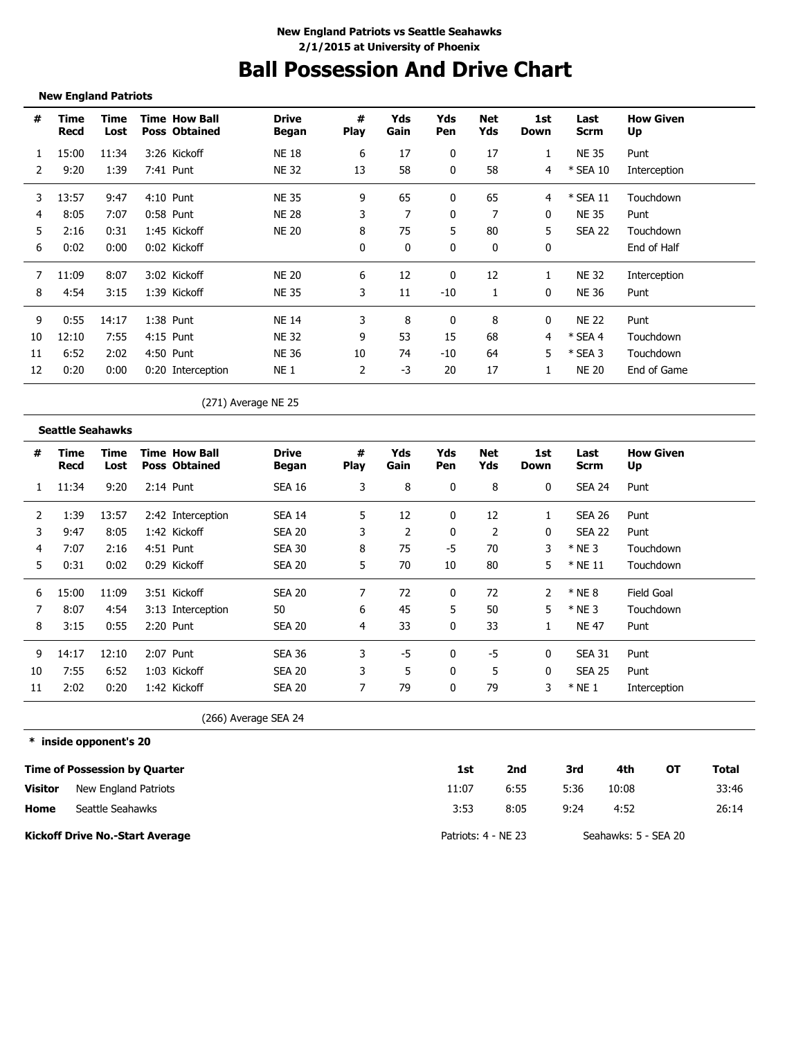**New England Patriots vs Seattle Seahawks**
**2/1/2015 at University of Phoenix**

# Ball Possession And Drive Chart

**New England Patriots**

| # | Time Recd | Time Lost | Time Poss | How Ball Obtained | Drive Began | # Play | Yds Gain | Yds Pen | Net Yds | 1st Down | Last Scrm | How Given Up |
|---|---|---|---|---|---|---|---|---|---|---|---|---|
| 1 | 15:00 | 11:34 | 3:26 | Kickoff | NE 18 | 6 | 17 | 0 | 17 | 1 | NE 35 | Punt |
| 2 | 9:20 | 1:39 | 7:41 | Punt | NE 32 | 13 | 58 | 0 | 58 | 4 | * SEA 10 | Interception |
| 3 | 13:57 | 9:47 | 4:10 | Punt | NE 35 | 9 | 65 | 0 | 65 | 4 | * SEA 11 | Touchdown |
| 4 | 8:05 | 7:07 | 0:58 | Punt | NE 28 | 3 | 7 | 0 | 7 | 0 | NE 35 | Punt |
| 5 | 2:16 | 0:31 | 1:45 | Kickoff | NE 20 | 8 | 75 | 5 | 80 | 5 | SEA 22 | Touchdown |
| 6 | 0:02 | 0:00 | 0:02 | Kickoff | | 0 | 0 | 0 | 0 | 0 | | End of Half |
| 7 | 11:09 | 8:07 | 3:02 | Kickoff | NE 20 | 6 | 12 | 0 | 12 | 1 | NE 32 | Interception |
| 8 | 4:54 | 3:15 | 1:39 | Kickoff | NE 35 | 3 | 11 | -10 | 1 | 0 | NE 36 | Punt |
| 9 | 0:55 | 14:17 | 1:38 | Punt | NE 14 | 3 | 8 | 0 | 8 | 0 | NE 22 | Punt |
| 10 | 12:10 | 7:55 | 4:15 | Punt | NE 32 | 9 | 53 | 15 | 68 | 4 | * SEA 4 | Touchdown |
| 11 | 6:52 | 2:02 | 4:50 | Punt | NE 36 | 10 | 74 | -10 | 64 | 5 | * SEA 3 | Touchdown |
| 12 | 0:20 | 0:00 | 0:20 | Interception | NE 1 | 2 | -3 | 20 | 17 | 1 | NE 20 | End of Game |

(271) Average NE 25

**Seattle Seahawks**

| # | Time Recd | Time Lost | Time Poss | How Ball Obtained | Drive Began | # Play | Yds Gain | Yds Pen | Net Yds | 1st Down | Last Scrm | How Given Up |
|---|---|---|---|---|---|---|---|---|---|---|---|---|
| 1 | 11:34 | 9:20 | 2:14 | Punt | SEA 16 | 3 | 8 | 0 | 8 | 0 | SEA 24 | Punt |
| 2 | 1:39 | 13:57 | 2:42 | Interception | SEA 14 | 5 | 12 | 0 | 12 | 1 | SEA 26 | Punt |
| 3 | 9:47 | 8:05 | 1:42 | Kickoff | SEA 20 | 3 | 2 | 0 | 2 | 0 | SEA 22 | Punt |
| 4 | 7:07 | 2:16 | 4:51 | Punt | SEA 30 | 8 | 75 | -5 | 70 | 3 | * NE 3 | Touchdown |
| 5 | 0:31 | 0:02 | 0:29 | Kickoff | SEA 20 | 5 | 70 | 10 | 80 | 5 | * NE 11 | Touchdown |
| 6 | 15:00 | 11:09 | 3:51 | Kickoff | SEA 20 | 7 | 72 | 0 | 72 | 2 | * NE 8 | Field Goal |
| 7 | 8:07 | 4:54 | 3:13 | Interception | 50 | 6 | 45 | 5 | 50 | 5 | * NE 3 | Touchdown |
| 8 | 3:15 | 0:55 | 2:20 | Punt | SEA 20 | 4 | 33 | 0 | 33 | 1 | NE 47 | Punt |
| 9 | 14:17 | 12:10 | 2:07 | Punt | SEA 36 | 3 | -5 | 0 | -5 | 0 | SEA 31 | Punt |
| 10 | 7:55 | 6:52 | 1:03 | Kickoff | SEA 20 | 3 | 5 | 0 | 5 | 0 | SEA 25 | Punt |
| 11 | 2:02 | 0:20 | 1:42 | Kickoff | SEA 20 | 7 | 79 | 0 | 79 | 3 | * NE 1 | Interception |

(266) Average SEA 24

**\* inside opponent's 20**

| Time of Possession by Quarter | | 1st | 2nd | 3rd | 4th | OT | Total |
|---|---|---|---|---|---|---|---|
| **Visitor** | New England Patriots | 11:07 | 6:55 | 5:36 | 10:08 | | 33:46 |
| **Home** | Seattle Seahawks | 3:53 | 8:05 | 9:24 | 4:52 | | 26:14 |

**Kickoff Drive No.-Start Average** — Patriots: 4 - NE 23 — Seahawks: 5 - SEA 20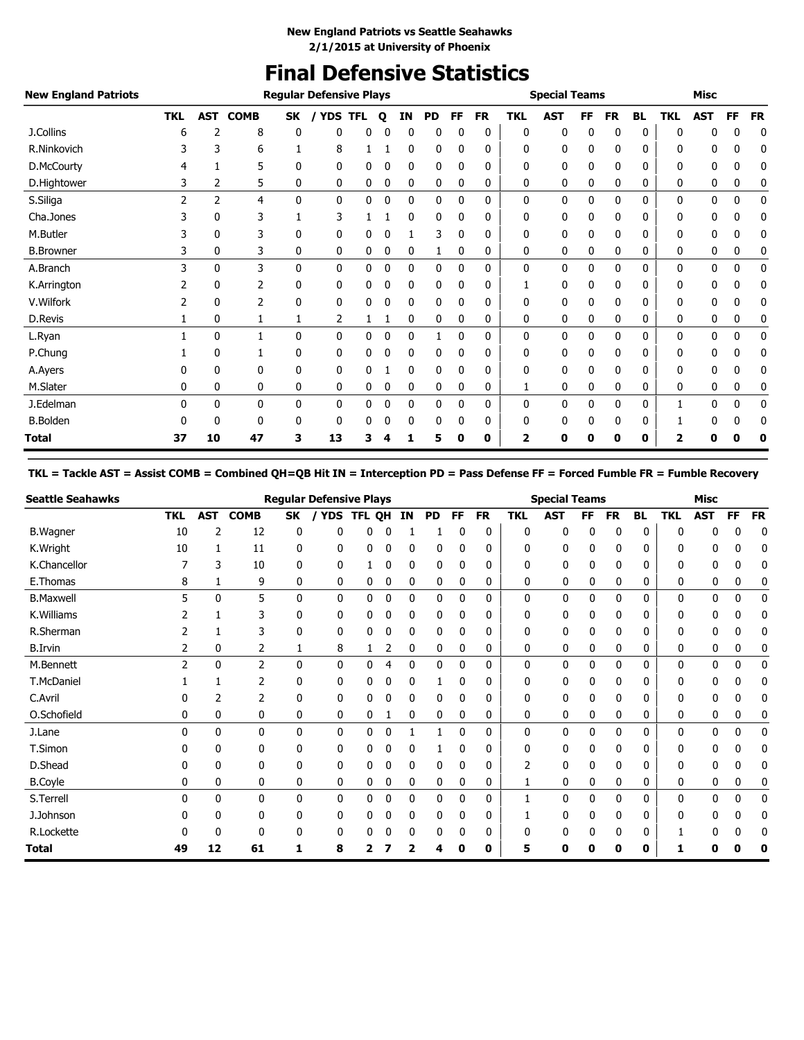**New England Patriots vs Seattle Seahawks**
**2/1/2015 at University of Phoenix**

# Final Defensive Statistics

| New England Patriots | Regular Defensive Plays | | | | | | | | | | | Special Teams | | | | | | Misc | | | |
|---|---|---|---|---|---|---|---|---|---|---|---|---|---|---|---|---|---|---|---|---|---|
| | TKL | AST | COMB | SK | / YDS | TFL | Q | IN | PD | FF | FR | TKL | AST | FF | FR | BL | TKL | AST | FF | FR |
| J.Collins | 6 | 2 | 8 | 0 | 0 | 0 | 0 | 0 | 0 | 0 | 0 | 0 | 0 | 0 | 0 | 0 | 0 | 0 | 0 | 0 |
| R.Ninkovich | 3 | 3 | 6 | 1 | 8 | 1 | 1 | 0 | 0 | 0 | 0 | 0 | 0 | 0 | 0 | 0 | 0 | 0 | 0 | 0 |
| D.McCourty | 4 | 1 | 5 | 0 | 0 | 0 | 0 | 0 | 0 | 0 | 0 | 0 | 0 | 0 | 0 | 0 | 0 | 0 | 0 | 0 |
| D.Hightower | 3 | 2 | 5 | 0 | 0 | 0 | 0 | 0 | 0 | 0 | 0 | 0 | 0 | 0 | 0 | 0 | 0 | 0 | 0 | 0 |
| S.Siliga | 2 | 2 | 4 | 0 | 0 | 0 | 0 | 0 | 0 | 0 | 0 | 0 | 0 | 0 | 0 | 0 | 0 | 0 | 0 | 0 |
| Cha.Jones | 3 | 0 | 3 | 1 | 3 | 1 | 1 | 0 | 0 | 0 | 0 | 0 | 0 | 0 | 0 | 0 | 0 | 0 | 0 | 0 |
| M.Butler | 3 | 0 | 3 | 0 | 0 | 0 | 0 | 1 | 3 | 0 | 0 | 0 | 0 | 0 | 0 | 0 | 0 | 0 | 0 | 0 |
| B.Browner | 3 | 0 | 3 | 0 | 0 | 0 | 0 | 0 | 1 | 0 | 0 | 0 | 0 | 0 | 0 | 0 | 0 | 0 | 0 | 0 |
| A.Branch | 3 | 0 | 3 | 0 | 0 | 0 | 0 | 0 | 0 | 0 | 0 | 0 | 0 | 0 | 0 | 0 | 0 | 0 | 0 | 0 |
| K.Arrington | 2 | 0 | 2 | 0 | 0 | 0 | 0 | 0 | 0 | 0 | 0 | 1 | 0 | 0 | 0 | 0 | 0 | 0 | 0 | 0 |
| V.Wilfork | 2 | 0 | 2 | 0 | 0 | 0 | 0 | 0 | 0 | 0 | 0 | 0 | 0 | 0 | 0 | 0 | 0 | 0 | 0 | 0 |
| D.Revis | 1 | 0 | 1 | 1 | 2 | 1 | 1 | 0 | 0 | 0 | 0 | 0 | 0 | 0 | 0 | 0 | 0 | 0 | 0 | 0 |
| L.Ryan | 1 | 0 | 1 | 0 | 0 | 0 | 0 | 0 | 1 | 0 | 0 | 0 | 0 | 0 | 0 | 0 | 0 | 0 | 0 | 0 |
| P.Chung | 1 | 0 | 1 | 0 | 0 | 0 | 0 | 0 | 0 | 0 | 0 | 0 | 0 | 0 | 0 | 0 | 0 | 0 | 0 | 0 |
| A.Ayers | 0 | 0 | 0 | 0 | 0 | 0 | 1 | 0 | 0 | 0 | 0 | 0 | 0 | 0 | 0 | 0 | 0 | 0 | 0 | 0 |
| M.Slater | 0 | 0 | 0 | 0 | 0 | 0 | 0 | 0 | 0 | 0 | 0 | 1 | 0 | 0 | 0 | 0 | 0 | 0 | 0 | 0 |
| J.Edelman | 0 | 0 | 0 | 0 | 0 | 0 | 0 | 0 | 0 | 0 | 0 | 0 | 0 | 0 | 0 | 0 | 1 | 0 | 0 | 0 |
| B.Bolden | 0 | 0 | 0 | 0 | 0 | 0 | 0 | 0 | 0 | 0 | 0 | 0 | 0 | 0 | 0 | 0 | 1 | 0 | 0 | 0 |
| **Total** | **37** | **10** | **47** | **3** | **13** | **3** | **4** | **1** | **5** | **0** | **0** | **2** | **0** | **0** | **0** | **0** | **2** | **0** | **0** | **0** |

**TKL = Tackle AST = Assist COMB = Combined QH=QB Hit IN = Interception PD = Pass Defense FF = Forced Fumble FR = Fumble Recovery**

| Seattle Seahawks | Regular Defensive Plays | | | | | | | | | | | Special Teams | | | | | | Misc | | | |
|---|---|---|---|---|---|---|---|---|---|---|---|---|---|---|---|---|---|---|---|---|---|
| | TKL | AST | COMB | SK | / YDS | TFL | QH | IN | PD | FF | FR | TKL | AST | FF | FR | BL | TKL | AST | FF | FR |
| B.Wagner | 10 | 2 | 12 | 0 | 0 | 0 | 0 | 1 | 1 | 0 | 0 | 0 | 0 | 0 | 0 | 0 | 0 | 0 | 0 | 0 |
| K.Wright | 10 | 1 | 11 | 0 | 0 | 0 | 0 | 0 | 0 | 0 | 0 | 0 | 0 | 0 | 0 | 0 | 0 | 0 | 0 | 0 |
| K.Chancellor | 7 | 3 | 10 | 0 | 0 | 1 | 0 | 0 | 0 | 0 | 0 | 0 | 0 | 0 | 0 | 0 | 0 | 0 | 0 | 0 |
| E.Thomas | 8 | 1 | 9 | 0 | 0 | 0 | 0 | 0 | 0 | 0 | 0 | 0 | 0 | 0 | 0 | 0 | 0 | 0 | 0 | 0 |
| B.Maxwell | 5 | 0 | 5 | 0 | 0 | 0 | 0 | 0 | 0 | 0 | 0 | 0 | 0 | 0 | 0 | 0 | 0 | 0 | 0 | 0 |
| K.Williams | 2 | 1 | 3 | 0 | 0 | 0 | 0 | 0 | 0 | 0 | 0 | 0 | 0 | 0 | 0 | 0 | 0 | 0 | 0 | 0 |
| R.Sherman | 2 | 1 | 3 | 0 | 0 | 0 | 0 | 0 | 0 | 0 | 0 | 0 | 0 | 0 | 0 | 0 | 0 | 0 | 0 | 0 |
| B.Irvin | 2 | 0 | 2 | 1 | 8 | 1 | 2 | 0 | 0 | 0 | 0 | 0 | 0 | 0 | 0 | 0 | 0 | 0 | 0 | 0 |
| M.Bennett | 2 | 0 | 2 | 0 | 0 | 0 | 4 | 0 | 0 | 0 | 0 | 0 | 0 | 0 | 0 | 0 | 0 | 0 | 0 | 0 |
| T.McDaniel | 1 | 1 | 2 | 0 | 0 | 0 | 0 | 0 | 1 | 0 | 0 | 0 | 0 | 0 | 0 | 0 | 0 | 0 | 0 | 0 |
| C.Avril | 0 | 2 | 2 | 0 | 0 | 0 | 0 | 0 | 0 | 0 | 0 | 0 | 0 | 0 | 0 | 0 | 0 | 0 | 0 | 0 |
| O.Schofield | 0 | 0 | 0 | 0 | 0 | 0 | 1 | 0 | 0 | 0 | 0 | 0 | 0 | 0 | 0 | 0 | 0 | 0 | 0 | 0 |
| J.Lane | 0 | 0 | 0 | 0 | 0 | 0 | 0 | 1 | 1 | 0 | 0 | 0 | 0 | 0 | 0 | 0 | 0 | 0 | 0 | 0 |
| T.Simon | 0 | 0 | 0 | 0 | 0 | 0 | 0 | 0 | 1 | 0 | 0 | 0 | 0 | 0 | 0 | 0 | 0 | 0 | 0 | 0 |
| D.Shead | 0 | 0 | 0 | 0 | 0 | 0 | 0 | 0 | 0 | 0 | 0 | 2 | 0 | 0 | 0 | 0 | 0 | 0 | 0 | 0 |
| B.Coyle | 0 | 0 | 0 | 0 | 0 | 0 | 0 | 0 | 0 | 0 | 0 | 1 | 0 | 0 | 0 | 0 | 0 | 0 | 0 | 0 |
| S.Terrell | 0 | 0 | 0 | 0 | 0 | 0 | 0 | 0 | 0 | 0 | 0 | 1 | 0 | 0 | 0 | 0 | 0 | 0 | 0 | 0 |
| J.Johnson | 0 | 0 | 0 | 0 | 0 | 0 | 0 | 0 | 0 | 0 | 0 | 1 | 0 | 0 | 0 | 0 | 0 | 0 | 0 | 0 |
| R.Lockette | 0 | 0 | 0 | 0 | 0 | 0 | 0 | 0 | 0 | 0 | 0 | 0 | 0 | 0 | 0 | 0 | 1 | 0 | 0 | 0 |
| **Total** | **49** | **12** | **61** | **1** | **8** | **2** | **7** | **2** | **4** | **0** | **0** | **5** | **0** | **0** | **0** | **0** | **1** | **0** | **0** | **0** |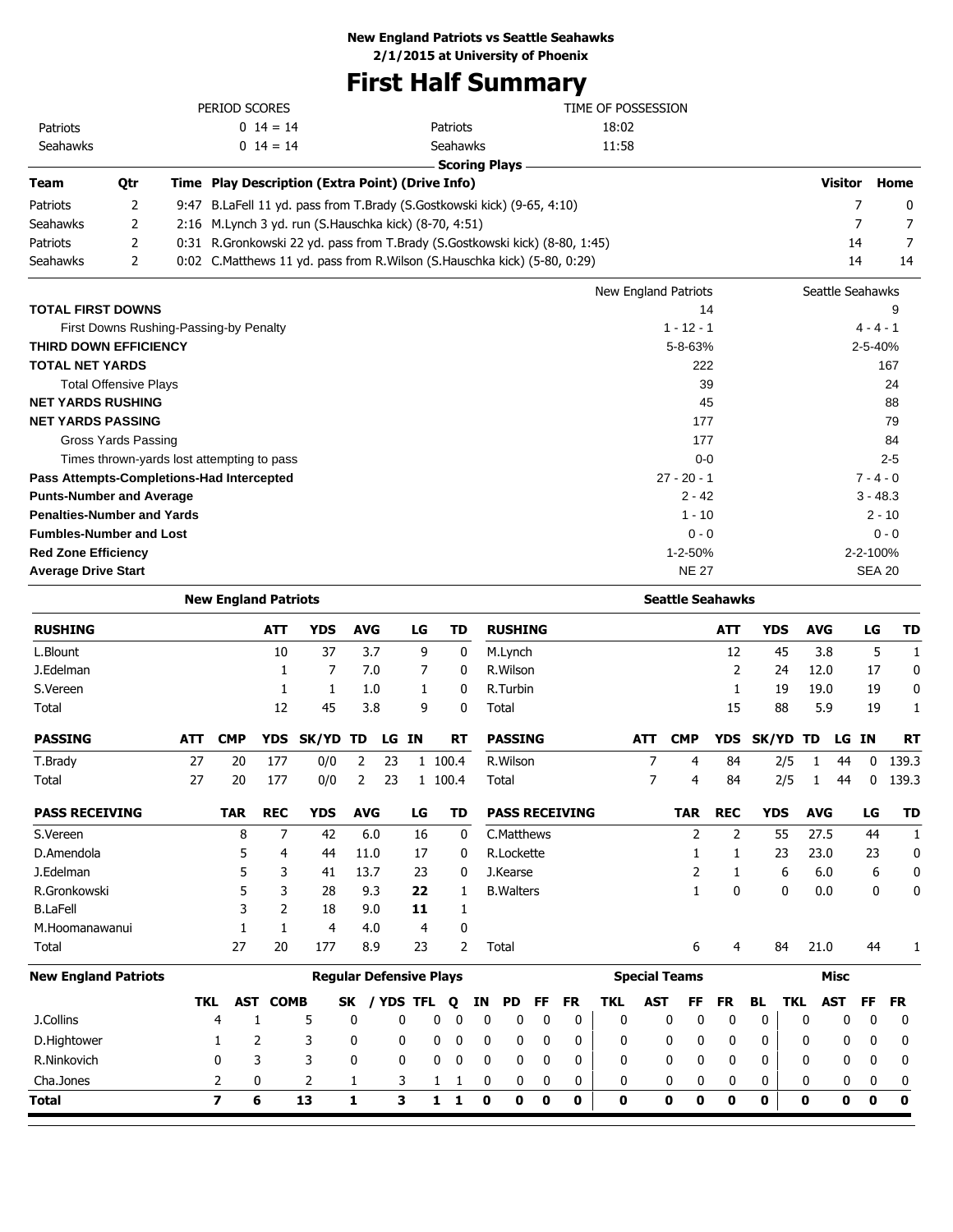**New England Patriots vs Seattle Seahawks**
**2/1/2015 at University of Phoenix**

# First Half Summary

| PERIOD SCORES | | | TIME OF POSSESSION | |
|---|---|---|---|---|
| Patriots | 0 14 = 14 | | Patriots | 18:02 |
| Seahawks | 0 14 = 14 | | Seahawks | 11:58 |

**Scoring Plays**

| Team | Qtr | Time | Play Description (Extra Point) (Drive Info) | Visitor | Home |
|---|---|---|---|---|---|
| Patriots | 2 | 9:47 | B.LaFell 11 yd. pass from T.Brady (S.Gostkowski kick) (9-65, 4:10) | 7 | 0 |
| Seahawks | 2 | 2:16 | M.Lynch 3 yd. run (S.Hauschka kick) (8-70, 4:51) | 7 | 7 |
| Patriots | 2 | 0:31 | R.Gronkowski 22 yd. pass from T.Brady (S.Gostkowski kick) (8-80, 1:45) | 14 | 7 |
| Seahawks | 2 | 0:02 | C.Matthews 11 yd. pass from R.Wilson (S.Hauschka kick) (5-80, 0:29) | 14 | 14 |

| | New England Patriots | Seattle Seahawks |
|---|---|---|
| **TOTAL FIRST DOWNS** | 14 | 9 |
| First Downs Rushing-Passing-by Penalty | 1 - 12 - 1 | 4 - 4 - 1 |
| **THIRD DOWN EFFICIENCY** | 5-8-63% | 2-5-40% |
| **TOTAL NET YARDS** | 222 | 167 |
| Total Offensive Plays | 39 | 24 |
| **NET YARDS RUSHING** | 45 | 88 |
| **NET YARDS PASSING** | 177 | 79 |
| Gross Yards Passing | 177 | 84 |
| Times thrown-yards lost attempting to pass | 0-0 | 2-5 |
| **Pass Attempts-Completions-Had Intercepted** | 27 - 20 - 1 | 7 - 4 - 0 |
| **Punts-Number and Average** | 2 - 42 | 3 - 48.3 |
| **Penalties-Number and Yards** | 1 - 10 | 2 - 10 |
| **Fumbles-Number and Lost** | 0 - 0 | 0 - 0 |
| **Red Zone Efficiency** | 1-2-50% | 2-2-100% |
| **Average Drive Start** | NE 27 | SEA 20 |

## New England Patriots

| RUSHING | ATT | YDS | AVG | LG | TD |
|---|---|---|---|---|---|
| L.Blount | 10 | 37 | 3.7 | 9 | 0 |
| J.Edelman | 1 | 7 | 7.0 | 7 | 0 |
| S.Vereen | 1 | 1 | 1.0 | 1 | 0 |
| Total | 12 | 45 | 3.8 | 9 | 0 |

| PASSING | ATT | CMP | YDS | SK/YD | TD | LG | IN | RT |
|---|---|---|---|---|---|---|---|---|
| T.Brady | 27 | 20 | 177 | 0/0 | 2 | 23 | 1 | 100.4 |
| Total | 27 | 20 | 177 | 0/0 | 2 | 23 | 1 | 100.4 |

| PASS RECEIVING | TAR | REC | YDS | AVG | LG | TD |
|---|---|---|---|---|---|---|
| S.Vereen | 8 | 7 | 42 | 6.0 | 16 | 0 |
| D.Amendola | 5 | 4 | 44 | 11.0 | 17 | 0 |
| J.Edelman | 5 | 3 | 41 | 13.7 | 23 | 0 |
| R.Gronkowski | 5 | 3 | 28 | 9.3 | **22** | 1 |
| B.LaFell | 3 | 2 | 18 | 9.0 | **11** | 1 |
| M.Hoomanawanui | 1 | 1 | 4 | 4.0 | 4 | 0 |
| Total | 27 | 20 | 177 | 8.9 | 23 | 2 |

## Seattle Seahawks

| RUSHING | ATT | YDS | AVG | LG | TD |
|---|---|---|---|---|---|
| M.Lynch | 12 | 45 | 3.8 | 5 | 1 |
| R.Wilson | 2 | 24 | 12.0 | 17 | 0 |
| R.Turbin | 1 | 19 | 19.0 | 19 | 0 |
| Total | 15 | 88 | 5.9 | 19 | 1 |

| PASSING | ATT | CMP | YDS | SK/YD | TD | LG | IN | RT |
|---|---|---|---|---|---|---|---|---|
| R.Wilson | 7 | 4 | 84 | 2/5 | 1 | 44 | 0 | 139.3 |
| Total | 7 | 4 | 84 | 2/5 | 1 | 44 | 0 | 139.3 |

| PASS RECEIVING | TAR | REC | YDS | AVG | LG | TD |
|---|---|---|---|---|---|---|
| C.Matthews | 2 | 2 | 55 | 27.5 | 44 | 1 |
| R.Lockette | 1 | 1 | 23 | 23.0 | 23 | 0 |
| J.Kearse | 2 | 1 | 6 | 6.0 | 6 | 0 |
| B.Walters | 1 | 0 | 0 | 0.0 | 0 | 0 |
| Total | 6 | 4 | 84 | 21.0 | 44 | 1 |

## New England Patriots Defense

| New England Patriots | Regular Defensive Plays | | | | | | | | | | | Special Teams | | | | | Misc | | | |
|---|---|---|---|---|---|---|---|---|---|---|---|---|---|---|---|---|---|---|---|---|
| | TKL | AST | COMB | SK | / YDS | TFL | Q | IN | PD | FF | FR | TKL | AST | FF | FR | BL | TKL | AST | FF | FR |
| J.Collins | 4 | 1 | 5 | 0 | 0 | 0 | 0 | 0 | 0 | 0 | 0 | 0 | 0 | 0 | 0 | 0 | 0 | 0 | 0 | 0 |
| D.Hightower | 1 | 2 | 3 | 0 | 0 | 0 | 0 | 0 | 0 | 0 | 0 | 0 | 0 | 0 | 0 | 0 | 0 | 0 | 0 | 0 |
| R.Ninkovich | 0 | 3 | 3 | 0 | 0 | 0 | 0 | 0 | 0 | 0 | 0 | 0 | 0 | 0 | 0 | 0 | 0 | 0 | 0 | 0 |
| Cha.Jones | 2 | 0 | 2 | 1 | 3 | 1 | 1 | 0 | 0 | 0 | 0 | 0 | 0 | 0 | 0 | 0 | 0 | 0 | 0 | 0 |
| **Total** | **7** | **6** | **13** | **1** | **3** | **1** | **1** | **0** | **0** | **0** | **0** | **0** | **0** | **0** | **0** | **0** | **0** | **0** | **0** | **0** |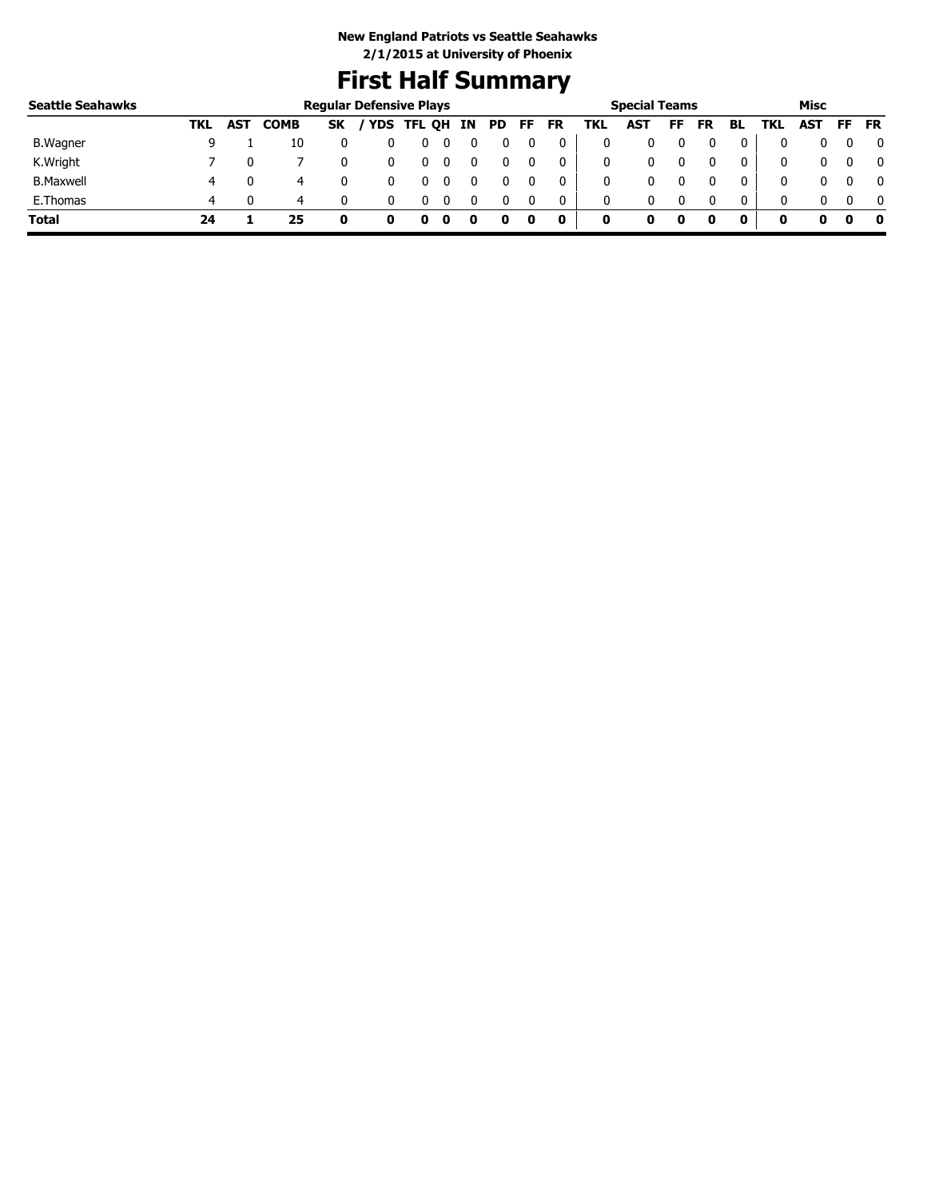**New England Patriots vs Seattle Seahawks**
**2/1/2015 at University of Phoenix**

# First Half Summary

| Seattle Seahawks | Regular Defensive Plays | | | | | | | | | | | | Special Teams | | | | | Misc | | | |
|---|---|---|---|---|---|---|---|---|---|---|---|---|---|---|---|---|---|---|---|---|---|
| | TKL | AST | COMB | SK | / YDS | TFL | QH | IN | PD | FF | FR | TKL | AST | FF | FR | BL | TKL | AST | FF | FR |
| B.Wagner | 9 | 1 | 10 | 0 | 0 | 0 | 0 | 0 | 0 | 0 | 0 | 0 | 0 | 0 | 0 | 0 | 0 | 0 | 0 | 0 |
| K.Wright | 7 | 0 | 7 | 0 | 0 | 0 | 0 | 0 | 0 | 0 | 0 | 0 | 0 | 0 | 0 | 0 | 0 | 0 | 0 | 0 |
| B.Maxwell | 4 | 0 | 4 | 0 | 0 | 0 | 0 | 0 | 0 | 0 | 0 | 0 | 0 | 0 | 0 | 0 | 0 | 0 | 0 | 0 |
| E.Thomas | 4 | 0 | 4 | 0 | 0 | 0 | 0 | 0 | 0 | 0 | 0 | 0 | 0 | 0 | 0 | 0 | 0 | 0 | 0 | 0 |
| **Total** | **24** | **1** | **25** | **0** | **0** | **0** | **0** | **0** | **0** | **0** | **0** | **0** | **0** | **0** | **0** | **0** | **0** | **0** | **0** | **0** |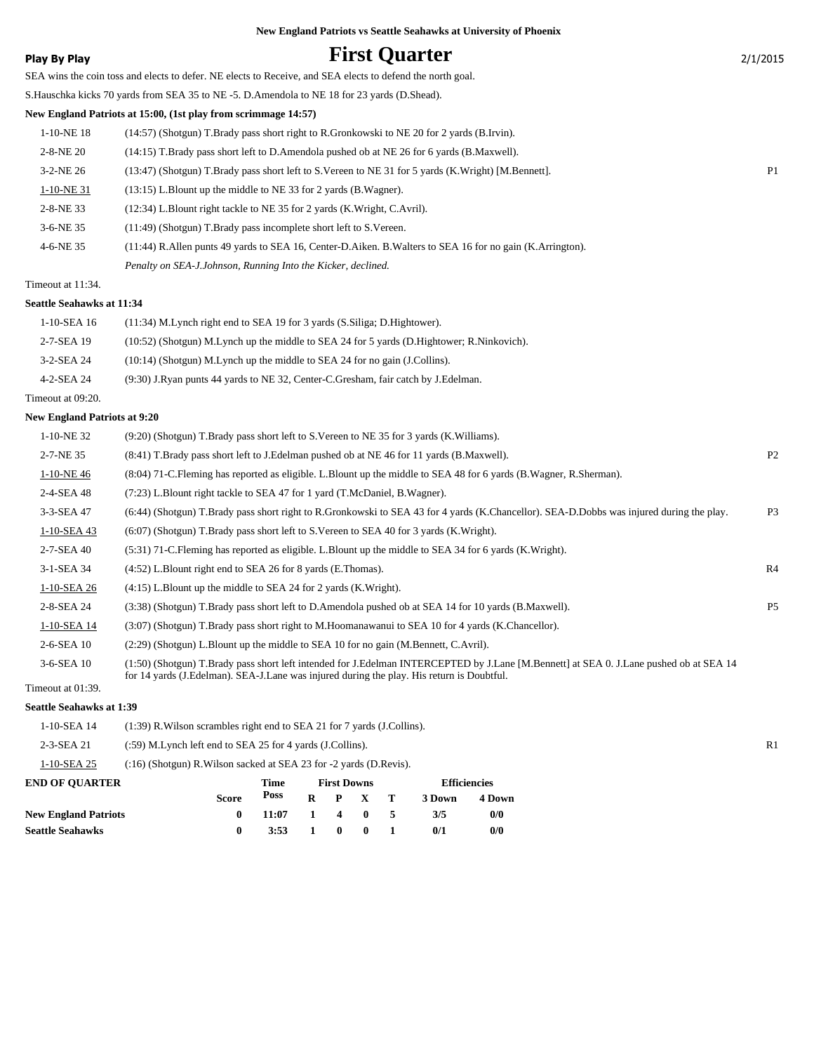**New England Patriots vs Seattle Seahawks at University of Phoenix**

**Play By Play**

# First Quarter

2/1/2015

SEA wins the coin toss and elects to defer. NE elects to Receive, and SEA elects to defend the north goal.

S.Hauschka kicks 70 yards from SEA 35 to NE -5. D.Amendola to NE 18 for 23 yards (D.Shead).

**New England Patriots at 15:00, (1st play from scrimmage 14:57)**

| | | |
|---|---|---|
| 1-10-NE 18 | (14:57) (Shotgun) T.Brady pass short right to R.Gronkowski to NE 20 for 2 yards (B.Irvin). | |
| 2-8-NE 20 | (14:15) T.Brady pass short left to D.Amendola pushed ob at NE 26 for 6 yards (B.Maxwell). | |
| 3-2-NE 26 | (13:47) (Shotgun) T.Brady pass short left to S.Vereen to NE 31 for 5 yards (K.Wright) [M.Bennett]. | P1 |
| 1-10-NE 31 | (13:15) L.Blount up the middle to NE 33 for 2 yards (B.Wagner). | |
| 2-8-NE 33 | (12:34) L.Blount right tackle to NE 35 for 2 yards (K.Wright, C.Avril). | |
| 3-6-NE 35 | (11:49) (Shotgun) T.Brady pass incomplete short left to S.Vereen. | |
| 4-6-NE 35 | (11:44) R.Allen punts 49 yards to SEA 16, Center-D.Aiken. B.Walters to SEA 16 for no gain (K.Arrington). | |
| | *Penalty on SEA-J.Johnson, Running Into the Kicker, declined.* | |

Timeout at 11:34.

**Seattle Seahawks at 11:34**

| | | |
|---|---|---|
| 1-10-SEA 16 | (11:34) M.Lynch right end to SEA 19 for 3 yards (S.Siliga; D.Hightower). | |
| 2-7-SEA 19 | (10:52) (Shotgun) M.Lynch up the middle to SEA 24 for 5 yards (D.Hightower; R.Ninkovich). | |
| 3-2-SEA 24 | (10:14) (Shotgun) M.Lynch up the middle to SEA 24 for no gain (J.Collins). | |
| 4-2-SEA 24 | (9:30) J.Ryan punts 44 yards to NE 32, Center-C.Gresham, fair catch by J.Edelman. | |

Timeout at 09:20.

**New England Patriots at 9:20**

| | | |
|---|---|---|
| 1-10-NE 32 | (9:20) (Shotgun) T.Brady pass short left to S.Vereen to NE 35 for 3 yards (K.Williams). | |
| 2-7-NE 35 | (8:41) T.Brady pass short left to J.Edelman pushed ob at NE 46 for 11 yards (B.Maxwell). | P2 |
| 1-10-NE 46 | (8:04) 71-C.Fleming has reported as eligible. L.Blount up the middle to SEA 48 for 6 yards (B.Wagner, R.Sherman). | |
| 2-4-SEA 48 | (7:23) L.Blount right tackle to SEA 47 for 1 yard (T.McDaniel, B.Wagner). | |
| 3-3-SEA 47 | (6:44) (Shotgun) T.Brady pass short right to R.Gronkowski to SEA 43 for 4 yards (K.Chancellor). SEA-D.Dobbs was injured during the play. | P3 |
| 1-10-SEA 43 | (6:07) (Shotgun) T.Brady pass short left to S.Vereen to SEA 40 for 3 yards (K.Wright). | |
| 2-7-SEA 40 | (5:31) 71-C.Fleming has reported as eligible. L.Blount up the middle to SEA 34 for 6 yards (K.Wright). | |
| 3-1-SEA 34 | (4:52) L.Blount right end to SEA 26 for 8 yards (E.Thomas). | R4 |
| 1-10-SEA 26 | (4:15) L.Blount up the middle to SEA 24 for 2 yards (K.Wright). | |
| 2-8-SEA 24 | (3:38) (Shotgun) T.Brady pass short left to D.Amendola pushed ob at SEA 14 for 10 yards (B.Maxwell). | P5 |
| 1-10-SEA 14 | (3:07) (Shotgun) T.Brady pass short right to M.Hoomanawanui to SEA 10 for 4 yards (K.Chancellor). | |
| 2-6-SEA 10 | (2:29) (Shotgun) L.Blount up the middle to SEA 10 for no gain (M.Bennett, C.Avril). | |
| 3-6-SEA 10 | (1:50) (Shotgun) T.Brady pass short left intended for J.Edelman INTERCEPTED by J.Lane [M.Bennett] at SEA 0. J.Lane pushed ob at SEA 14 for 14 yards (J.Edelman). SEA-J.Lane was injured during the play. His return is Doubtful. | |

Timeout at 01:39.

**Seattle Seahawks at 1:39**

| | | |
|---|---|---|
| 1-10-SEA 14 | (1:39) R.Wilson scrambles right end to SEA 21 for 7 yards (J.Collins). | |
| 2-3-SEA 21 | (:59) M.Lynch left end to SEA 25 for 4 yards (J.Collins). | R1 |
| 1-10-SEA 25 | (:16) (Shotgun) R.Wilson sacked at SEA 23 for -2 yards (D.Revis). | |

| END OF QUARTER | Score | Time Poss | First Downs R | P | X | T | Efficiencies 3 Down | 4 Down |
|---|---|---|---|---|---|---|---|---|
| New England Patriots | 0 | 11:07 | 1 | 4 | 0 | 5 | 3/5 | 0/0 |
| Seattle Seahawks | 0 | 3:53 | 1 | 0 | 0 | 1 | 0/1 | 0/0 |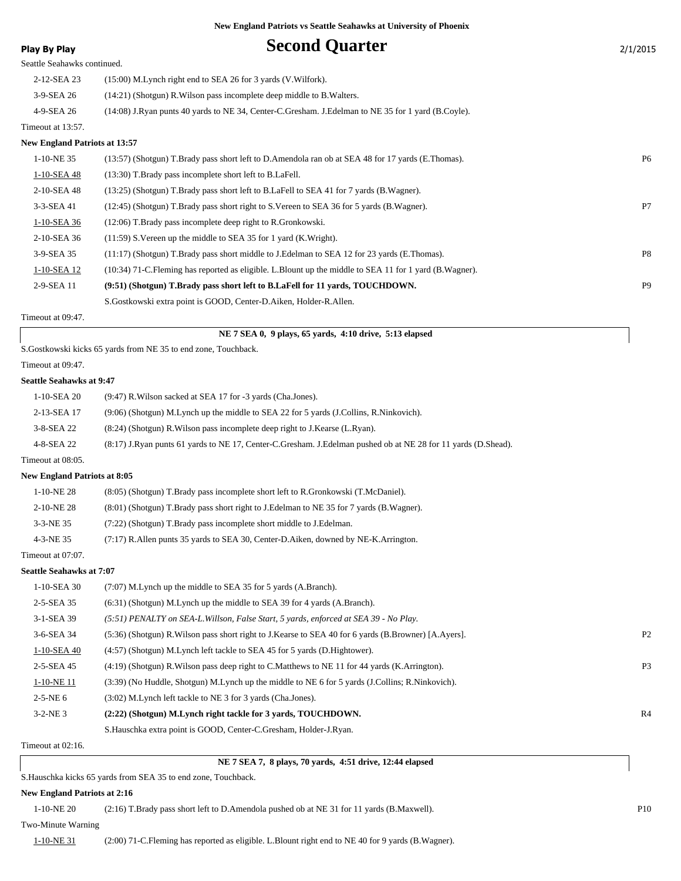**New England Patriots vs Seattle Seahawks at University of Phoenix**

**Play By Play**

# Second Quarter

2/1/2015

Seattle Seahawks continued.

| | | |
|---|---|---|
| 2-12-SEA 23 | (15:00) M.Lynch right end to SEA 26 for 3 yards (V.Wilfork). | |
| 3-9-SEA 26 | (14:21) (Shotgun) R.Wilson pass incomplete deep middle to B.Walters. | |
| 4-9-SEA 26 | (14:08) J.Ryan punts 40 yards to NE 34, Center-C.Gresham. J.Edelman to NE 35 for 1 yard (B.Coyle). | |

Timeout at 13:57.

**New England Patriots at 13:57**

| | | |
|---|---|---|
| 1-10-NE 35 | (13:57) (Shotgun) T.Brady pass short left to D.Amendola ran ob at SEA 48 for 17 yards (E.Thomas). | P6 |
| 1-10-SEA 48 | (13:30) T.Brady pass incomplete short left to B.LaFell. | |
| 2-10-SEA 48 | (13:25) (Shotgun) T.Brady pass short left to B.LaFell to SEA 41 for 7 yards (B.Wagner). | |
| 3-3-SEA 41 | (12:45) (Shotgun) T.Brady pass short right to S.Vereen to SEA 36 for 5 yards (B.Wagner). | P7 |
| 1-10-SEA 36 | (12:06) T.Brady pass incomplete deep right to R.Gronkowski. | |
| 2-10-SEA 36 | (11:59) S.Vereen up the middle to SEA 35 for 1 yard (K.Wright). | |
| 3-9-SEA 35 | (11:17) (Shotgun) T.Brady pass short middle to J.Edelman to SEA 12 for 23 yards (E.Thomas). | P8 |
| 1-10-SEA 12 | (10:34) 71-C.Fleming has reported as eligible. L.Blount up the middle to SEA 11 for 1 yard (B.Wagner). | |
| 2-9-SEA 11 | **(9:51) (Shotgun) T.Brady pass short left to B.LaFell for 11 yards, TOUCHDOWN.** | P9 |
| | S.Gostkowski extra point is GOOD, Center-D.Aiken, Holder-R.Allen. | |

Timeout at 09:47.

**NE 7 SEA 0, 9 plays, 65 yards, 4:10 drive, 5:13 elapsed**

S.Gostkowski kicks 65 yards from NE 35 to end zone, Touchback.

Timeout at 09:47.

**Seattle Seahawks at 9:47**

| | | |
|---|---|---|
| 1-10-SEA 20 | (9:47) R.Wilson sacked at SEA 17 for -3 yards (Cha.Jones). | |
| 2-13-SEA 17 | (9:06) (Shotgun) M.Lynch up the middle to SEA 22 for 5 yards (J.Collins, R.Ninkovich). | |
| 3-8-SEA 22 | (8:24) (Shotgun) R.Wilson pass incomplete deep right to J.Kearse (L.Ryan). | |
| 4-8-SEA 22 | (8:17) J.Ryan punts 61 yards to NE 17, Center-C.Gresham. J.Edelman pushed ob at NE 28 for 11 yards (D.Shead). | |

Timeout at 08:05.

**New England Patriots at 8:05**

| | | |
|---|---|---|
| 1-10-NE 28 | (8:05) (Shotgun) T.Brady pass incomplete short left to R.Gronkowski (T.McDaniel). | |
| 2-10-NE 28 | (8:01) (Shotgun) T.Brady pass short right to J.Edelman to NE 35 for 7 yards (B.Wagner). | |
| 3-3-NE 35 | (7:22) (Shotgun) T.Brady pass incomplete short middle to J.Edelman. | |
| 4-3-NE 35 | (7:17) R.Allen punts 35 yards to SEA 30, Center-D.Aiken, downed by NE-K.Arrington. | |

Timeout at 07:07.

**Seattle Seahawks at 7:07**

| | | |
|---|---|---|
| 1-10-SEA 30 | (7:07) M.Lynch up the middle to SEA 35 for 5 yards (A.Branch). | |
| 2-5-SEA 35 | (6:31) (Shotgun) M.Lynch up the middle to SEA 39 for 4 yards (A.Branch). | |
| 3-1-SEA 39 | *(5:51) PENALTY on SEA-L.Willson, False Start, 5 yards, enforced at SEA 39 - No Play.* | |
| 3-6-SEA 34 | (5:36) (Shotgun) R.Wilson pass short right to J.Kearse to SEA 40 for 6 yards (B.Browner) [A.Ayers]. | P2 |
| 1-10-SEA 40 | (4:57) (Shotgun) M.Lynch left tackle to SEA 45 for 5 yards (D.Hightower). | |
| 2-5-SEA 45 | (4:19) (Shotgun) R.Wilson pass deep right to C.Matthews to NE 11 for 44 yards (K.Arrington). | P3 |
| 1-10-NE 11 | (3:39) (No Huddle, Shotgun) M.Lynch up the middle to NE 6 for 5 yards (J.Collins; R.Ninkovich). | |
| 2-5-NE 6 | (3:02) M.Lynch left tackle to NE 3 for 3 yards (Cha.Jones). | |
| 3-2-NE 3 | **(2:22) (Shotgun) M.Lynch right tackle for 3 yards, TOUCHDOWN.** | R4 |
| | S.Hauschka extra point is GOOD, Center-C.Gresham, Holder-J.Ryan. | |

Timeout at 02:16.

**NE 7 SEA 7, 8 plays, 70 yards, 4:51 drive, 12:44 elapsed**

S.Hauschka kicks 65 yards from SEA 35 to end zone, Touchback.

**New England Patriots at 2:16**

| | | |
|---|---|---|
| 1-10-NE 20 | (2:16) T.Brady pass short left to D.Amendola pushed ob at NE 31 for 11 yards (B.Maxwell). | P10 |

Two-Minute Warning

| | | |
|---|---|---|
| 1-10-NE 31 | (2:00) 71-C.Fleming has reported as eligible. L.Blount right end to NE 40 for 9 yards (B.Wagner). | |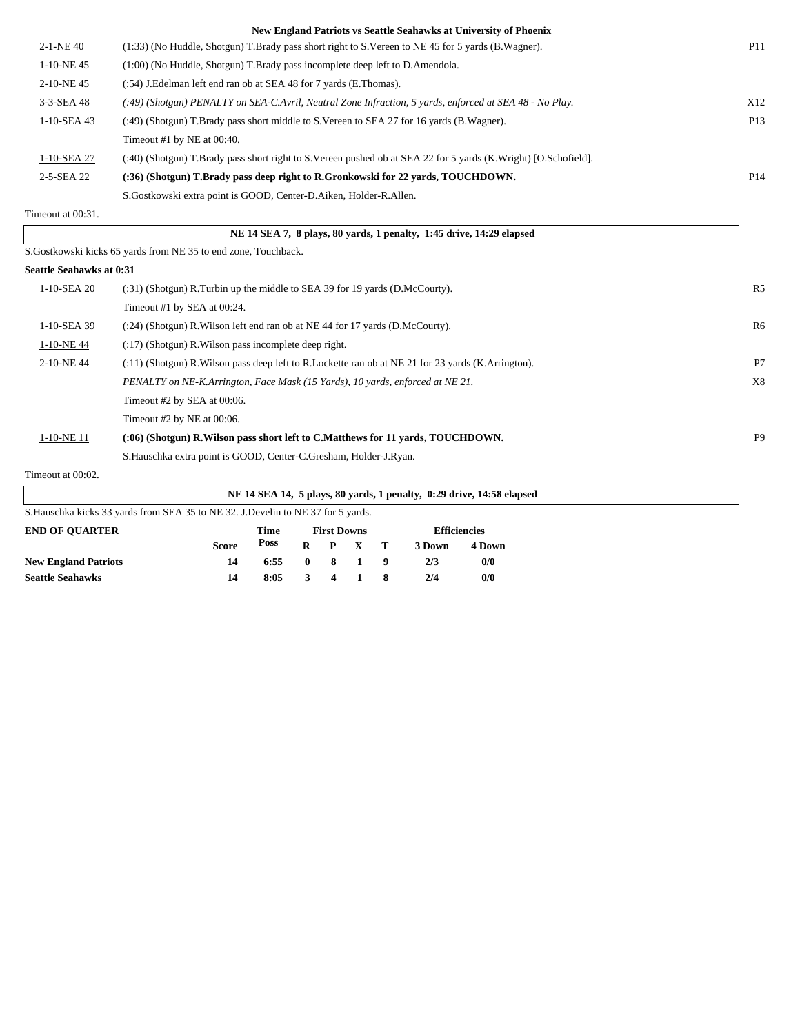**New England Patriots vs Seattle Seahawks at University of Phoenix**

| Down | Play | |
|---|---|---|
| 2-1-NE 40 | (1:33) (No Huddle, Shotgun) T.Brady pass short right to S.Vereen to NE 45 for 5 yards (B.Wagner). | P11 |
| 1-10-NE 45 | (1:00) (No Huddle, Shotgun) T.Brady pass incomplete deep left to D.Amendola. | |
| 2-10-NE 45 | (:54) J.Edelman left end ran ob at SEA 48 for 7 yards (E.Thomas). | |
| 3-3-SEA 48 | *(:49) (Shotgun) PENALTY on SEA-C.Avril, Neutral Zone Infraction, 5 yards, enforced at SEA 48 - No Play.* | X12 |
| 1-10-SEA 43 | (:49) (Shotgun) T.Brady pass short middle to S.Vereen to SEA 27 for 16 yards (B.Wagner). | P13 |
| | Timeout #1 by NE at 00:40. | |
| 1-10-SEA 27 | (:40) (Shotgun) T.Brady pass short right to S.Vereen pushed ob at SEA 22 for 5 yards (K.Wright) [O.Schofield]. | |
| 2-5-SEA 22 | **(:36) (Shotgun) T.Brady pass deep right to R.Gronkowski for 22 yards, TOUCHDOWN.** | P14 |
| | S.Gostkowski extra point is GOOD, Center-D.Aiken, Holder-R.Allen. | |

Timeout at 00:31.

**NE 14 SEA 7, 8 plays, 80 yards, 1 penalty, 1:45 drive, 14:29 elapsed**

S.Gostkowski kicks 65 yards from NE 35 to end zone, Touchback.

**Seattle Seahawks at 0:31**

| Down | Play | |
|---|---|---|
| 1-10-SEA 20 | (:31) (Shotgun) R.Turbin up the middle to SEA 39 for 19 yards (D.McCourty). | R5 |
| | Timeout #1 by SEA at 00:24. | |
| 1-10-SEA 39 | (:24) (Shotgun) R.Wilson left end ran ob at NE 44 for 17 yards (D.McCourty). | R6 |
| 1-10-NE 44 | (:17) (Shotgun) R.Wilson pass incomplete deep right. | |
| 2-10-NE 44 | (:11) (Shotgun) R.Wilson pass deep left to R.Lockette ran ob at NE 21 for 23 yards (K.Arrington). | P7 |
| | *PENALTY on NE-K.Arrington, Face Mask (15 Yards), 10 yards, enforced at NE 21.* | X8 |
| | Timeout #2 by SEA at 00:06. | |
| | Timeout #2 by NE at 00:06. | |
| 1-10-NE 11 | **(:06) (Shotgun) R.Wilson pass short left to C.Matthews for 11 yards, TOUCHDOWN.** | P9 |
| | S.Hauschka extra point is GOOD, Center-C.Gresham, Holder-J.Ryan. | |

Timeout at 00:02.

**NE 14 SEA 14, 5 plays, 80 yards, 1 penalty, 0:29 drive, 14:58 elapsed**

S.Hauschka kicks 33 yards from SEA 35 to NE 32. J.Develin to NE 37 for 5 yards.

| END OF QUARTER | Score | Time Poss | First Downs R | P | X | T | Efficiencies 3 Down | 4 Down |
|---|---|---|---|---|---|---|---|---|
| **New England Patriots** | 14 | 6:55 | 0 | 8 | 1 | 9 | 2/3 | 0/0 |
| **Seattle Seahawks** | 14 | 8:05 | 3 | 4 | 1 | 8 | 2/4 | 0/0 |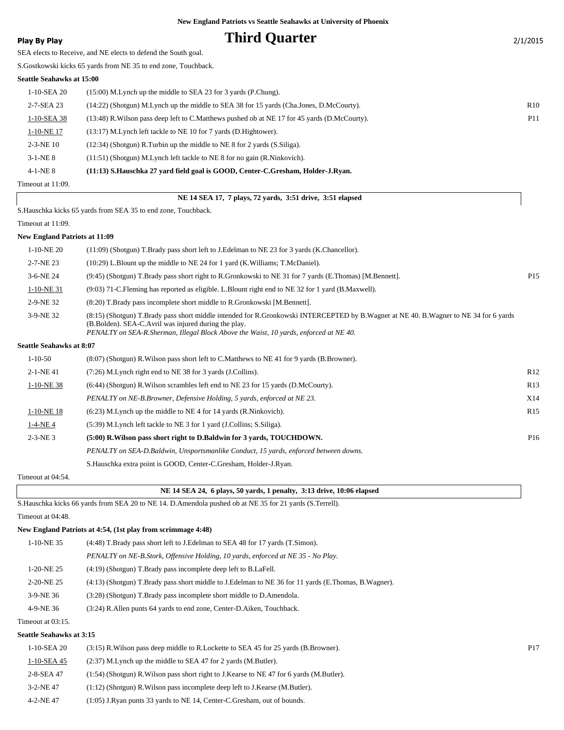New England Patriots vs Seattle Seahawks at University of Phoenix

**Play By Play**

# Third Quarter

2/1/2015

SEA elects to Receive, and NE elects to defend the South goal.

S.Gostkowski kicks 65 yards from NE 35 to end zone, Touchback.

**Seattle Seahawks at 15:00**

| | | |
|---|---|---|
| 1-10-SEA 20 | (15:00) M.Lynch up the middle to SEA 23 for 3 yards (P.Chung). | |
| 2-7-SEA 23 | (14:22) (Shotgun) M.Lynch up the middle to SEA 38 for 15 yards (Cha.Jones, D.McCourty). | R10 |
| 1-10-SEA 38 | (13:48) R.Wilson pass deep left to C.Matthews pushed ob at NE 17 for 45 yards (D.McCourty). | P11 |
| 1-10-NE 17 | (13:17) M.Lynch left tackle to NE 10 for 7 yards (D.Hightower). | |
| 2-3-NE 10 | (12:34) (Shotgun) R.Turbin up the middle to NE 8 for 2 yards (S.Siliga). | |
| 3-1-NE 8 | (11:51) (Shotgun) M.Lynch left tackle to NE 8 for no gain (R.Ninkovich). | |
| 4-1-NE 8 | **(11:13) S.Hauschka 27 yard field goal is GOOD, Center-C.Gresham, Holder-J.Ryan.** | |

Timeout at 11:09.

**NE 14 SEA 17, 7 plays, 72 yards, 3:51 drive, 3:51 elapsed**

S.Hauschka kicks 65 yards from SEA 35 to end zone, Touchback.

Timeout at 11:09.

**New England Patriots at 11:09**

| | | |
|---|---|---|
| 1-10-NE 20 | (11:09) (Shotgun) T.Brady pass short left to J.Edelman to NE 23 for 3 yards (K.Chancellor). | |
| 2-7-NE 23 | (10:29) L.Blount up the middle to NE 24 for 1 yard (K.Williams; T.McDaniel). | |
| 3-6-NE 24 | (9:45) (Shotgun) T.Brady pass short right to R.Gronkowski to NE 31 for 7 yards (E.Thomas) [M.Bennett]. | P15 |
| 1-10-NE 31 | (9:03) 71-C.Fleming has reported as eligible. L.Blount right end to NE 32 for 1 yard (B.Maxwell). | |
| 2-9-NE 32 | (8:20) T.Brady pass incomplete short middle to R.Gronkowski [M.Bennett]. | |
| 3-9-NE 32 | (8:15) (Shotgun) T.Brady pass short middle intended for R.Gronkowski INTERCEPTED by B.Wagner at NE 40. B.Wagner to NE 34 for 6 yards (B.Bolden). SEA-C.Avril was injured during the play. *PENALTY on SEA-R.Sherman, Illegal Block Above the Waist, 10 yards, enforced at NE 40.* | |

**Seattle Seahawks at 8:07**

| | | |
|---|---|---|
| 1-10-50 | (8:07) (Shotgun) R.Wilson pass short left to C.Matthews to NE 41 for 9 yards (B.Browner). | |
| 2-1-NE 41 | (7:26) M.Lynch right end to NE 38 for 3 yards (J.Collins). | R12 |
| 1-10-NE 38 | (6:44) (Shotgun) R.Wilson scrambles left end to NE 23 for 15 yards (D.McCourty). | R13 |
| | *PENALTY on NE-B.Browner, Defensive Holding, 5 yards, enforced at NE 23.* | X14 |
| 1-10-NE 18 | (6:23) M.Lynch up the middle to NE 4 for 14 yards (R.Ninkovich). | R15 |
| 1-4-NE 4 | (5:39) M.Lynch left tackle to NE 3 for 1 yard (J.Collins; S.Siliga). | |
| 2-3-NE 3 | **(5:00) R.Wilson pass short right to D.Baldwin for 3 yards, TOUCHDOWN.** | P16 |
| | *PENALTY on SEA-D.Baldwin, Unsportsmanlike Conduct, 15 yards, enforced between downs.* | |
| | S.Hauschka extra point is GOOD, Center-C.Gresham, Holder-J.Ryan. | |

Timeout at 04:54.

**NE 14 SEA 24, 6 plays, 50 yards, 1 penalty, 3:13 drive, 10:06 elapsed**

S.Hauschka kicks 66 yards from SEA 20 to NE 14. D.Amendola pushed ob at NE 35 for 21 yards (S.Terrell).

Timeout at 04:48.

**New England Patriots at 4:54, (1st play from scrimmage 4:48)**

| | | |
|---|---|---|
| 1-10-NE 35 | (4:48) T.Brady pass short left to J.Edelman to SEA 48 for 17 yards (T.Simon). | |
| | *PENALTY on NE-B.Stork, Offensive Holding, 10 yards, enforced at NE 35 - No Play.* | |
| 1-20-NE 25 | (4:19) (Shotgun) T.Brady pass incomplete deep left to B.LaFell. | |
| 2-20-NE 25 | (4:13) (Shotgun) T.Brady pass short middle to J.Edelman to NE 36 for 11 yards (E.Thomas, B.Wagner). | |
| 3-9-NE 36 | (3:28) (Shotgun) T.Brady pass incomplete short middle to D.Amendola. | |
| 4-9-NE 36 | (3:24) R.Allen punts 64 yards to end zone, Center-D.Aiken, Touchback. | |

Timeout at 03:15.

**Seattle Seahawks at 3:15**

| | | |
|---|---|---|
| 1-10-SEA 20 | (3:15) R.Wilson pass deep middle to R.Lockette to SEA 45 for 25 yards (B.Browner). | P17 |
| 1-10-SEA 45 | (2:37) M.Lynch up the middle to SEA 47 for 2 yards (M.Butler). | |
| 2-8-SEA 47 | (1:54) (Shotgun) R.Wilson pass short right to J.Kearse to NE 47 for 6 yards (M.Butler). | |
| 3-2-NE 47 | (1:12) (Shotgun) R.Wilson pass incomplete deep left to J.Kearse (M.Butler). | |
| 4-2-NE 47 | (1:05) J.Ryan punts 33 yards to NE 14, Center-C.Gresham, out of bounds. | |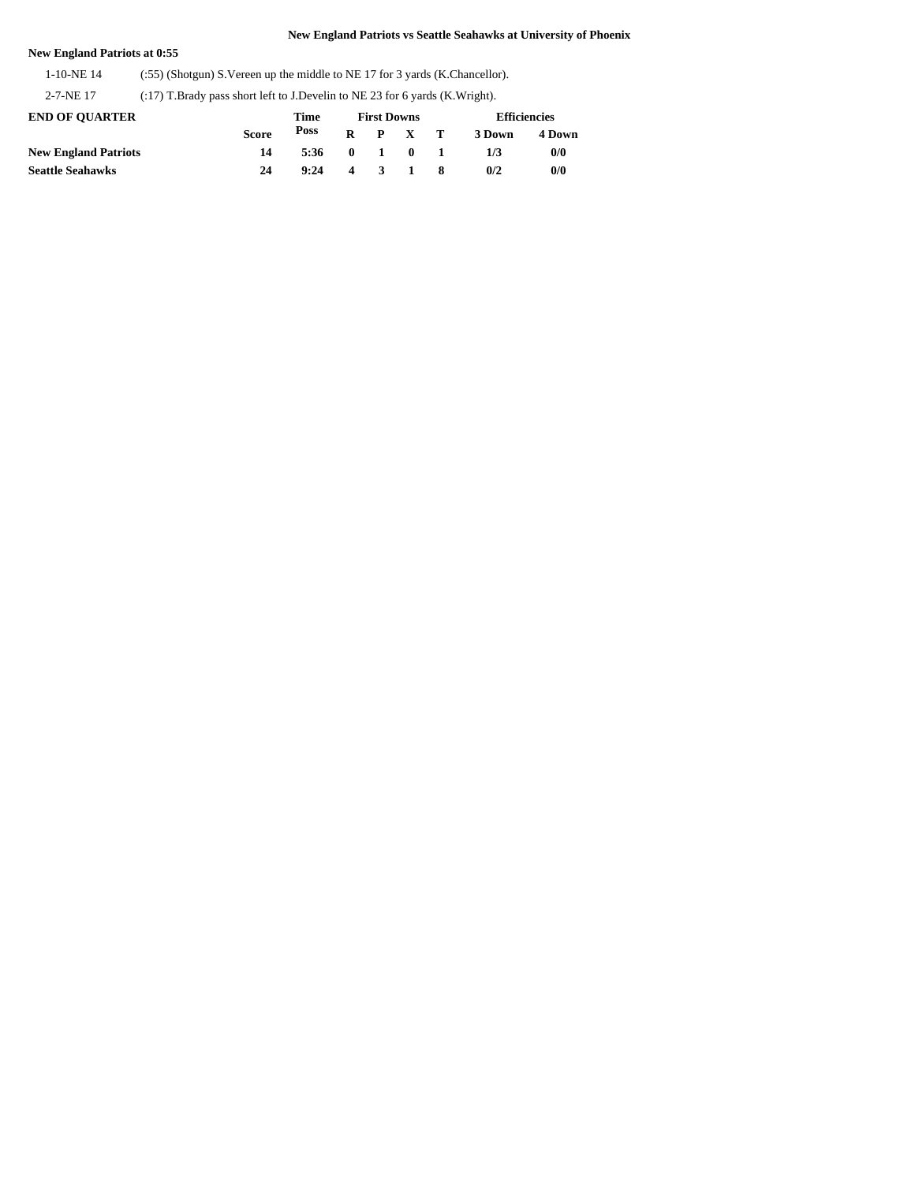New England Patriots vs Seattle Seahawks at University of Phoenix

**New England Patriots at 0:55**

| | |
|---|---|
| 1-10-NE 14 | (:55) (Shotgun) S.Vereen up the middle to NE 17 for 3 yards (K.Chancellor). |
| 2-7-NE 17 | (:17) T.Brady pass short left to J.Develin to NE 23 for 6 yards (K.Wright). |

| END OF QUARTER | Score | Time Poss | First Downs | | | | Efficiencies | |
|---|---|---|---|---|---|---|---|---|
| | | | R | P | X | T | 3 Down | 4 Down |
| **New England Patriots** | 14 | 5:36 | 0 | 1 | 0 | 1 | 1/3 | 0/0 |
| **Seattle Seahawks** | 24 | 9:24 | 4 | 3 | 1 | 8 | 0/2 | 0/0 |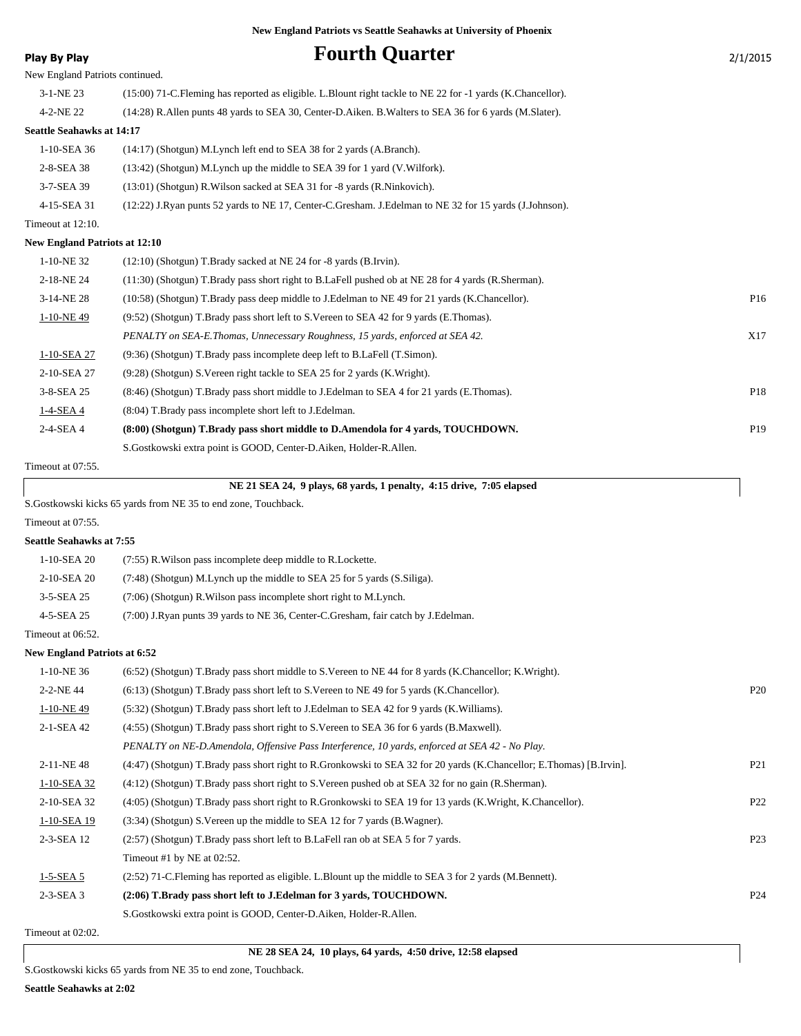New England Patriots vs Seattle Seahawks at University of Phoenix

**Play By Play**

# Fourth Quarter

2/1/2015

New England Patriots continued.

| | | |
|---|---|---|
| 3-1-NE 23 | (15:00) 71-C.Fleming has reported as eligible. L.Blount right tackle to NE 22 for -1 yards (K.Chancellor). | |
| 4-2-NE 22 | (14:28) R.Allen punts 48 yards to SEA 30, Center-D.Aiken. B.Walters to SEA 36 for 6 yards (M.Slater). | |

**Seattle Seahawks at 14:17**

| | | |
|---|---|---|
| 1-10-SEA 36 | (14:17) (Shotgun) M.Lynch left end to SEA 38 for 2 yards (A.Branch). | |
| 2-8-SEA 38 | (13:42) (Shotgun) M.Lynch up the middle to SEA 39 for 1 yard (V.Wilfork). | |
| 3-7-SEA 39 | (13:01) (Shotgun) R.Wilson sacked at SEA 31 for -8 yards (R.Ninkovich). | |
| 4-15-SEA 31 | (12:22) J.Ryan punts 52 yards to NE 17, Center-C.Gresham. J.Edelman to NE 32 for 15 yards (J.Johnson). | |

Timeout at 12:10.

**New England Patriots at 12:10**

| | | |
|---|---|---|
| 1-10-NE 32 | (12:10) (Shotgun) T.Brady sacked at NE 24 for -8 yards (B.Irvin). | |
| 2-18-NE 24 | (11:30) (Shotgun) T.Brady pass short right to B.LaFell pushed ob at NE 28 for 4 yards (R.Sherman). | |
| 3-14-NE 28 | (10:58) (Shotgun) T.Brady pass deep middle to J.Edelman to NE 49 for 21 yards (K.Chancellor). | P16 |
| 1-10-NE 49 | (9:52) (Shotgun) T.Brady pass short left to S.Vereen to SEA 42 for 9 yards (E.Thomas). | |
| | *PENALTY on SEA-E.Thomas, Unnecessary Roughness, 15 yards, enforced at SEA 42.* | X17 |
| 1-10-SEA 27 | (9:36) (Shotgun) T.Brady pass incomplete deep left to B.LaFell (T.Simon). | |
| 2-10-SEA 27 | (9:28) (Shotgun) S.Vereen right tackle to SEA 25 for 2 yards (K.Wright). | |
| 3-8-SEA 25 | (8:46) (Shotgun) T.Brady pass short middle to J.Edelman to SEA 4 for 21 yards (E.Thomas). | P18 |
| 1-4-SEA 4 | (8:04) T.Brady pass incomplete short left to J.Edelman. | |
| 2-4-SEA 4 | **(8:00) (Shotgun) T.Brady pass short middle to D.Amendola for 4 yards, TOUCHDOWN.** | P19 |
| | S.Gostkowski extra point is GOOD, Center-D.Aiken, Holder-R.Allen. | |

Timeout at 07:55.

**NE 21 SEA 24, 9 plays, 68 yards, 1 penalty, 4:15 drive, 7:05 elapsed**

S.Gostkowski kicks 65 yards from NE 35 to end zone, Touchback.

Timeout at 07:55.

**Seattle Seahawks at 7:55**

| | |
|---|---|
| 1-10-SEA 20 | (7:55) R.Wilson pass incomplete deep middle to R.Lockette. |
| 2-10-SEA 20 | (7:48) (Shotgun) M.Lynch up the middle to SEA 25 for 5 yards (S.Siliga). |
| 3-5-SEA 25 | (7:06) (Shotgun) R.Wilson pass incomplete short right to M.Lynch. |
| 4-5-SEA 25 | (7:00) J.Ryan punts 39 yards to NE 36, Center-C.Gresham, fair catch by J.Edelman. |

Timeout at 06:52.

**New England Patriots at 6:52**

| | | |
|---|---|---|
| 1-10-NE 36 | (6:52) (Shotgun) T.Brady pass short middle to S.Vereen to NE 44 for 8 yards (K.Chancellor; K.Wright). | |
| 2-2-NE 44 | (6:13) (Shotgun) T.Brady pass short left to S.Vereen to NE 49 for 5 yards (K.Chancellor). | P20 |
| 1-10-NE 49 | (5:32) (Shotgun) T.Brady pass short left to J.Edelman to SEA 42 for 9 yards (K.Williams). | |
| 2-1-SEA 42 | (4:55) (Shotgun) T.Brady pass short right to S.Vereen to SEA 36 for 6 yards (B.Maxwell). | |
| | *PENALTY on NE-D.Amendola, Offensive Pass Interference, 10 yards, enforced at SEA 42 - No Play.* | |
| 2-11-NE 48 | (4:47) (Shotgun) T.Brady pass short right to R.Gronkowski to SEA 32 for 20 yards (K.Chancellor; E.Thomas) [B.Irvin]. | P21 |
| 1-10-SEA 32 | (4:12) (Shotgun) T.Brady pass short right to S.Vereen pushed ob at SEA 32 for no gain (R.Sherman). | |
| 2-10-SEA 32 | (4:05) (Shotgun) T.Brady pass short right to R.Gronkowski to SEA 19 for 13 yards (K.Wright, K.Chancellor). | P22 |
| 1-10-SEA 19 | (3:34) (Shotgun) S.Vereen up the middle to SEA 12 for 7 yards (B.Wagner). | |
| 2-3-SEA 12 | (2:57) (Shotgun) T.Brady pass short left to B.LaFell ran ob at SEA 5 for 7 yards. | P23 |
| | Timeout #1 by NE at 02:52. | |
| 1-5-SEA 5 | (2:52) 71-C.Fleming has reported as eligible. L.Blount up the middle to SEA 3 for 2 yards (M.Bennett). | |
| 2-3-SEA 3 | **(2:06) T.Brady pass short left to J.Edelman for 3 yards, TOUCHDOWN.** | P24 |
| | S.Gostkowski extra point is GOOD, Center-D.Aiken, Holder-R.Allen. | |

Timeout at 02:02.

**NE 28 SEA 24, 10 plays, 64 yards, 4:50 drive, 12:58 elapsed**

S.Gostkowski kicks 65 yards from NE 35 to end zone, Touchback.

**Seattle Seahawks at 2:02**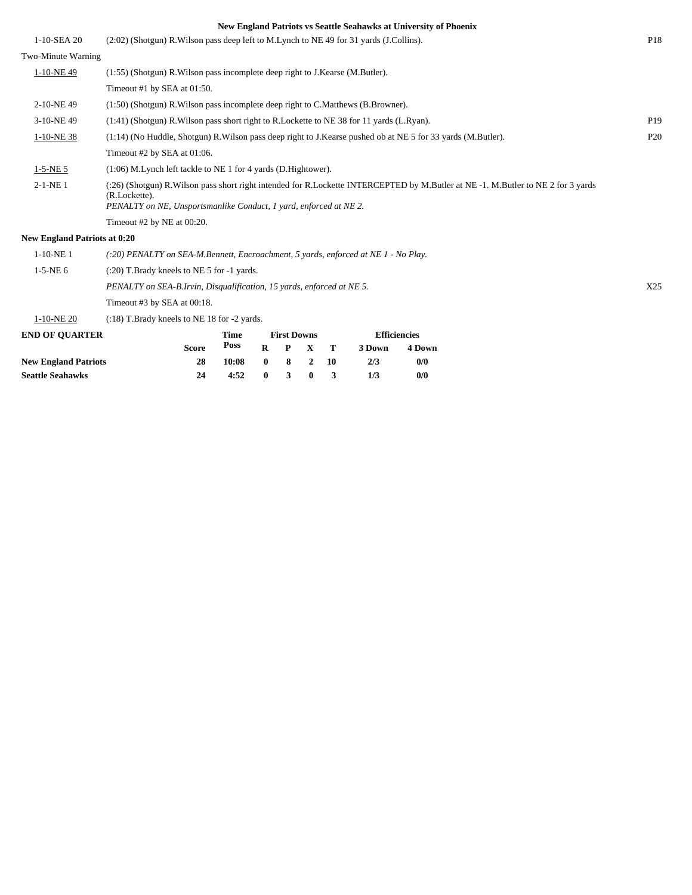**New England Patriots vs Seattle Seahawks at University of Phoenix**

| Down & Distance | Play | |
|---|---|---|
| 1-10-SEA 20 | (2:02) (Shotgun) R.Wilson pass deep left to M.Lynch to NE 49 for 31 yards (J.Collins). | P18 |
| Two-Minute Warning | | |
| 1-10-NE 49 | (1:55) (Shotgun) R.Wilson pass incomplete deep right to J.Kearse (M.Butler). | |
| | Timeout #1 by SEA at 01:50. | |
| 2-10-NE 49 | (1:50) (Shotgun) R.Wilson pass incomplete deep right to C.Matthews (B.Browner). | |
| 3-10-NE 49 | (1:41) (Shotgun) R.Wilson pass short right to R.Lockette to NE 38 for 11 yards (L.Ryan). | P19 |
| 1-10-NE 38 | (1:14) (No Huddle, Shotgun) R.Wilson pass deep right to J.Kearse pushed ob at NE 5 for 33 yards (M.Butler). | P20 |
| | Timeout #2 by SEA at 01:06. | |
| 1-5-NE 5 | (1:06) M.Lynch left tackle to NE 1 for 4 yards (D.Hightower). | |
| 2-1-NE 1 | (:26) (Shotgun) R.Wilson pass short right intended for R.Lockette INTERCEPTED by M.Butler at NE -1. M.Butler to NE 2 for 3 yards (R.Lockette). *PENALTY on NE, Unsportsmanlike Conduct, 1 yard, enforced at NE 2.* | |
| | Timeout #2 by NE at 00:20. | |

**New England Patriots at 0:20**

| Down & Distance | Play | |
|---|---|---|
| 1-10-NE 1 | *(:20) PENALTY on SEA-M.Bennett, Encroachment, 5 yards, enforced at NE 1 - No Play.* | |
| 1-5-NE 6 | (:20) T.Brady kneels to NE 5 for -1 yards. | |
| | *PENALTY on SEA-B.Irvin, Disqualification, 15 yards, enforced at NE 5.* | X25 |
| | Timeout #3 by SEA at 00:18. | |
| 1-10-NE 20 | (:18) T.Brady kneels to NE 18 for -2 yards. | |

| END OF QUARTER | Score | Time Poss | First Downs R | First Downs P | First Downs X | First Downs T | Efficiencies 3 Down | Efficiencies 4 Down |
|---|---|---|---|---|---|---|---|---|
| **New England Patriots** | **28** | **10:08** | **0** | **8** | **2** | **10** | **2/3** | **0/0** |
| **Seattle Seahawks** | **24** | **4:52** | **0** | **3** | **0** | **3** | **1/3** | **0/0** |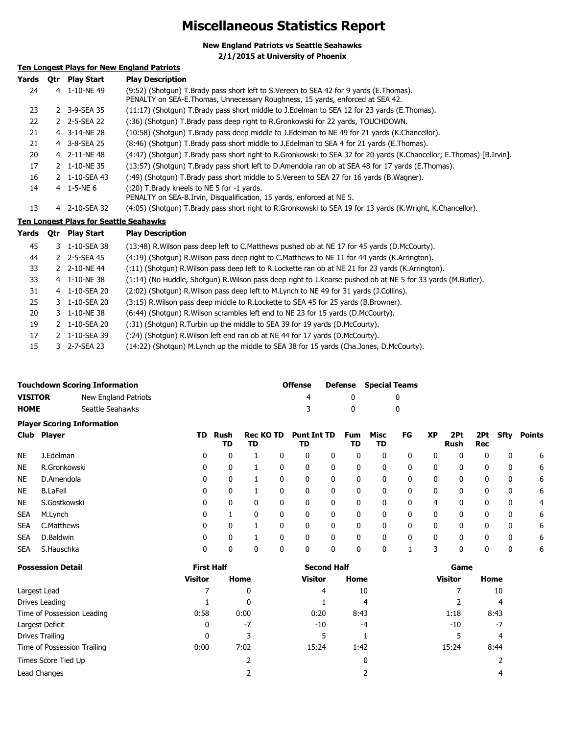# Miscellaneous Statistics Report

**New England Patriots vs Seattle Seahawks**
**2/1/2015 at University of Phoenix**

### Ten Longest Plays for New England Patriots

| Yards | Qtr | Play Start | Play Description |
|---|---|---|---|
| 24 | 4 | 1-10-NE 49 | (9:52) (Shotgun) T.Brady pass short left to S.Vereen to SEA 42 for 9 yards (E.Thomas). PENALTY on SEA-E.Thomas, Unnecessary Roughness, 15 yards, enforced at SEA 42. |
| 23 | 2 | 3-9-SEA 35 | (11:17) (Shotgun) T.Brady pass short middle to J.Edelman to SEA 12 for 23 yards (E.Thomas). |
| 22 | 2 | 2-5-SEA 22 | (:36) (Shotgun) T.Brady pass deep right to R.Gronkowski for 22 yards, TOUCHDOWN. |
| 21 | 4 | 3-14-NE 28 | (10:58) (Shotgun) T.Brady pass deep middle to J.Edelman to NE 49 for 21 yards (K.Chancellor). |
| 21 | 4 | 3-8-SEA 25 | (8:46) (Shotgun) T.Brady pass short middle to J.Edelman to SEA 4 for 21 yards (E.Thomas). |
| 20 | 4 | 2-11-NE 48 | (4:47) (Shotgun) T.Brady pass short right to R.Gronkowski to SEA 32 for 20 yards (K.Chancellor; E.Thomas) [B.Irvin]. |
| 17 | 2 | 1-10-NE 35 | (13:57) (Shotgun) T.Brady pass short left to D.Amendola ran ob at SEA 48 for 17 yards (E.Thomas). |
| 16 | 2 | 1-10-SEA 43 | (:49) (Shotgun) T.Brady pass short middle to S.Vereen to SEA 27 for 16 yards (B.Wagner). |
| 14 | 4 | 1-5-NE 6 | (:20) T.Brady kneels to NE 5 for -1 yards. PENALTY on SEA-B.Irvin, Disqualification, 15 yards, enforced at NE 5. |
| 13 | 4 | 2-10-SEA 32 | (4:05) (Shotgun) T.Brady pass short right to R.Gronkowski to SEA 19 for 13 yards (K.Wright, K.Chancellor). |

### Ten Longest Plays for Seattle Seahawks

| Yards | Qtr | Play Start | Play Description |
|---|---|---|---|
| 45 | 3 | 1-10-SEA 38 | (13:48) R.Wilson pass deep left to C.Matthews pushed ob at NE 17 for 45 yards (D.McCourty). |
| 44 | 2 | 2-5-SEA 45 | (4:19) (Shotgun) R.Wilson pass deep right to C.Matthews to NE 11 for 44 yards (K.Arrington). |
| 33 | 2 | 2-10-NE 44 | (:11) (Shotgun) R.Wilson pass deep left to R.Lockette ran ob at NE 21 for 23 yards (K.Arrington). |
| 33 | 4 | 1-10-NE 38 | (1:14) (No Huddle, Shotgun) R.Wilson pass deep right to J.Kearse pushed ob at NE 5 for 33 yards (M.Butler). |
| 31 | 4 | 1-10-SEA 20 | (2:02) (Shotgun) R.Wilson pass deep left to M.Lynch to NE 49 for 31 yards (J.Collins). |
| 25 | 3 | 1-10-SEA 20 | (3:15) R.Wilson pass deep middle to R.Lockette to SEA 45 for 25 yards (B.Browner). |
| 20 | 3 | 1-10-NE 38 | (6:44) (Shotgun) R.Wilson scrambles left end to NE 23 for 15 yards (D.McCourty). |
| 19 | 2 | 1-10-SEA 20 | (:31) (Shotgun) R.Turbin up the middle to SEA 39 for 19 yards (D.McCourty). |
| 17 | 2 | 1-10-SEA 39 | (:24) (Shotgun) R.Wilson left end ran ob at NE 44 for 17 yards (D.McCourty). |
| 15 | 3 | 2-7-SEA 23 | (14:22) (Shotgun) M.Lynch up the middle to SEA 38 for 15 yards (Cha.Jones, D.McCourty). |

### Touchdown Scoring Information

| | | Offense | Defense | Special Teams |
|---|---|---|---|---|
| VISITOR | New England Patriots | 4 | 0 | 0 |
| HOME | Seattle Seahawks | 3 | 0 | 0 |

### Player Scoring Information

| Club | Player | TD | Rush TD | Rec TD | KO TD | Punt TD | Int TD | Fum TD | Misc TD | FG | XP | 2Pt Rush | 2Pt Rec | Sfty | Points |
|---|---|---|---|---|---|---|---|---|---|---|---|---|---|---|---|
| NE | J.Edelman | 0 | 0 | 1 | 0 | 0 | 0 | 0 | 0 | 0 | 0 | 0 | 0 | 0 | 6 |
| NE | R.Gronkowski | 0 | 0 | 1 | 0 | 0 | 0 | 0 | 0 | 0 | 0 | 0 | 0 | 0 | 6 |
| NE | D.Amendola | 0 | 0 | 1 | 0 | 0 | 0 | 0 | 0 | 0 | 0 | 0 | 0 | 0 | 6 |
| NE | B.LaFell | 0 | 0 | 1 | 0 | 0 | 0 | 0 | 0 | 0 | 0 | 0 | 0 | 0 | 6 |
| NE | S.Gostkowski | 0 | 0 | 0 | 0 | 0 | 0 | 0 | 0 | 0 | 4 | 0 | 0 | 0 | 4 |
| SEA | M.Lynch | 0 | 1 | 0 | 0 | 0 | 0 | 0 | 0 | 0 | 0 | 0 | 0 | 0 | 6 |
| SEA | C.Matthews | 0 | 0 | 1 | 0 | 0 | 0 | 0 | 0 | 0 | 0 | 0 | 0 | 0 | 6 |
| SEA | D.Baldwin | 0 | 0 | 1 | 0 | 0 | 0 | 0 | 0 | 0 | 0 | 0 | 0 | 0 | 6 |
| SEA | S.Hauschka | 0 | 0 | 0 | 0 | 0 | 0 | 0 | 0 | 1 | 3 | 0 | 0 | 0 | 6 |

### Possession Detail

| | First Half | | Second Half | | Game | |
|---|---|---|---|---|---|---|
| | Visitor | Home | Visitor | Home | Visitor | Home |
| Largest Lead | 7 | 0 | 4 | 10 | 7 | 10 |
| Drives Leading | 1 | 0 | 1 | 4 | 2 | 4 |
| Time of Possession Leading | 0:58 | 0:00 | 0:20 | 8:43 | 1:18 | 8:43 |
| Largest Deficit | 0 | -7 | -10 | -4 | -10 | -7 |
| Drives Trailing | 0 | 3 | 5 | 1 | 5 | 4 |
| Time of Possession Trailing | 0:00 | 7:02 | 15:24 | 1:42 | 15:24 | 8:44 |
| Times Score Tied Up | | 2 | | 0 | | 2 |
| Lead Changes | | 2 | | 2 | | 4 |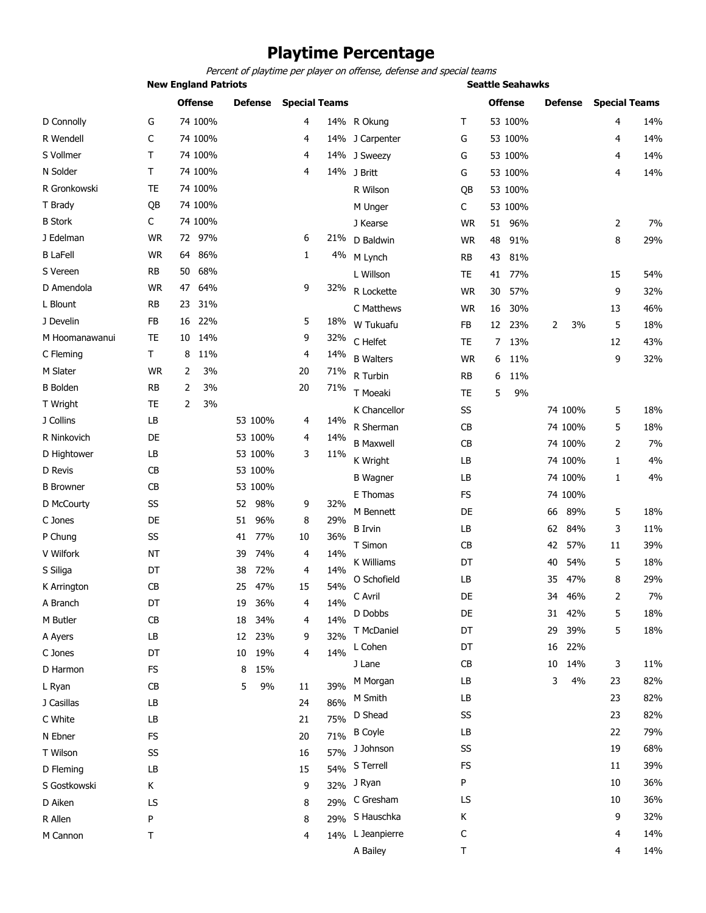# Playtime Percentage

*Percent of playtime per player on offense, defense and special teams*

**New England Patriots**

| | | Offense | | Defense | | Special Teams | |
|---|---|---|---|---|---|---|---|
| D Connolly | G | 74 | 100% | | | 4 | 14% |
| R Wendell | C | 74 | 100% | | | 4 | 14% |
| S Vollmer | T | 74 | 100% | | | 4 | 14% |
| N Solder | T | 74 | 100% | | | 4 | 14% |
| R Gronkowski | TE | 74 | 100% | | | | |
| T Brady | QB | 74 | 100% | | | | |
| B Stork | C | 74 | 100% | | | | |
| J Edelman | WR | 72 | 97% | | | 6 | 21% |
| B LaFell | WR | 64 | 86% | | | 1 | 4% |
| S Vereen | RB | 50 | 68% | | | | |
| D Amendola | WR | 47 | 64% | | | 9 | 32% |
| L Blount | RB | 23 | 31% | | | | |
| J Develin | FB | 16 | 22% | | | 5 | 18% |
| M Hoomanawanui | TE | 10 | 14% | | | 9 | 32% |
| C Fleming | T | 8 | 11% | | | 4 | 14% |
| M Slater | WR | 2 | 3% | | | 20 | 71% |
| B Bolden | RB | 2 | 3% | | | 20 | 71% |
| T Wright | TE | 2 | 3% | | | | |
| J Collins | LB | | | 53 | 100% | 4 | 14% |
| R Ninkovich | DE | | | 53 | 100% | 4 | 14% |
| D Hightower | LB | | | 53 | 100% | 3 | 11% |
| D Revis | CB | | | 53 | 100% | | |
| B Browner | CB | | | 53 | 100% | | |
| D McCourty | SS | | | 52 | 98% | 9 | 32% |
| C Jones | DE | | | 51 | 96% | 8 | 29% |
| P Chung | SS | | | 41 | 77% | 10 | 36% |
| V Wilfork | NT | | | 39 | 74% | 4 | 14% |
| S Siliga | DT | | | 38 | 72% | 4 | 14% |
| K Arrington | CB | | | 25 | 47% | 15 | 54% |
| A Branch | DT | | | 19 | 36% | 4 | 14% |
| M Butler | CB | | | 18 | 34% | 4 | 14% |
| A Ayers | LB | | | 12 | 23% | 9 | 32% |
| C Jones | DT | | | 10 | 19% | 4 | 14% |
| D Harmon | FS | | | 8 | 15% | | |
| L Ryan | CB | | | 5 | 9% | 11 | 39% |
| J Casillas | LB | | | | | 24 | 86% |
| C White | LB | | | | | 21 | 75% |
| N Ebner | FS | | | | | 20 | 71% |
| T Wilson | SS | | | | | 16 | 57% |
| D Fleming | LB | | | | | 15 | 54% |
| S Gostkowski | K | | | | | 9 | 32% |
| D Aiken | LS | | | | | 8 | 29% |
| R Allen | P | | | | | 8 | 29% |
| M Cannon | T | | | | | 4 | 14% |

**Seattle Seahawks**

| | | Offense | | Defense | | Special Teams | |
|---|---|---|---|---|---|---|---|
| R Okung | T | 53 | 100% | | | 4 | 14% |
| J Carpenter | G | 53 | 100% | | | 4 | 14% |
| J Sweezy | G | 53 | 100% | | | 4 | 14% |
| J Britt | G | 53 | 100% | | | 4 | 14% |
| R Wilson | QB | 53 | 100% | | | | |
| M Unger | C | 53 | 100% | | | | |
| J Kearse | WR | 51 | 96% | | | 2 | 7% |
| D Baldwin | WR | 48 | 91% | | | 8 | 29% |
| M Lynch | RB | 43 | 81% | | | | |
| L Willson | TE | 41 | 77% | | | 15 | 54% |
| R Lockette | WR | 30 | 57% | | | 9 | 32% |
| C Matthews | WR | 16 | 30% | | | 13 | 46% |
| W Tukuafu | FB | 12 | 23% | 2 | 3% | 5 | 18% |
| C Helfet | TE | 7 | 13% | | | 12 | 43% |
| B Walters | WR | 6 | 11% | | | 9 | 32% |
| R Turbin | RB | 6 | 11% | | | | |
| T Moeaki | TE | 5 | 9% | | | | |
| K Chancellor | SS | | | 74 | 100% | 5 | 18% |
| R Sherman | CB | | | 74 | 100% | 5 | 18% |
| B Maxwell | CB | | | 74 | 100% | 2 | 7% |
| K Wright | LB | | | 74 | 100% | 1 | 4% |
| B Wagner | LB | | | 74 | 100% | 1 | 4% |
| E Thomas | FS | | | 74 | 100% | | |
| M Bennett | DE | | | 66 | 89% | 5 | 18% |
| B Irvin | LB | | | 62 | 84% | 3 | 11% |
| T Simon | CB | | | 42 | 57% | 11 | 39% |
| K Williams | DT | | | 40 | 54% | 5 | 18% |
| O Schofield | LB | | | 35 | 47% | 8 | 29% |
| C Avril | DE | | | 34 | 46% | 2 | 7% |
| D Dobbs | DE | | | 31 | 42% | 5 | 18% |
| T McDaniel | DT | | | 29 | 39% | 5 | 18% |
| L Cohen | DT | | | 16 | 22% | | |
| J Lane | CB | | | 10 | 14% | 3 | 11% |
| M Morgan | LB | | | 3 | 4% | 23 | 82% |
| M Smith | LB | | | | | 23 | 82% |
| D Shead | SS | | | | | 23 | 82% |
| B Coyle | LB | | | | | 22 | 79% |
| J Johnson | SS | | | | | 19 | 68% |
| S Terrell | FS | | | | | 11 | 39% |
| J Ryan | P | | | | | 10 | 36% |
| C Gresham | LS | | | | | 10 | 36% |
| S Hauschka | K | | | | | 9 | 32% |
| L Jeanpierre | C | | | | | 4 | 14% |
| A Bailey | T | | | | | 4 | 14% |